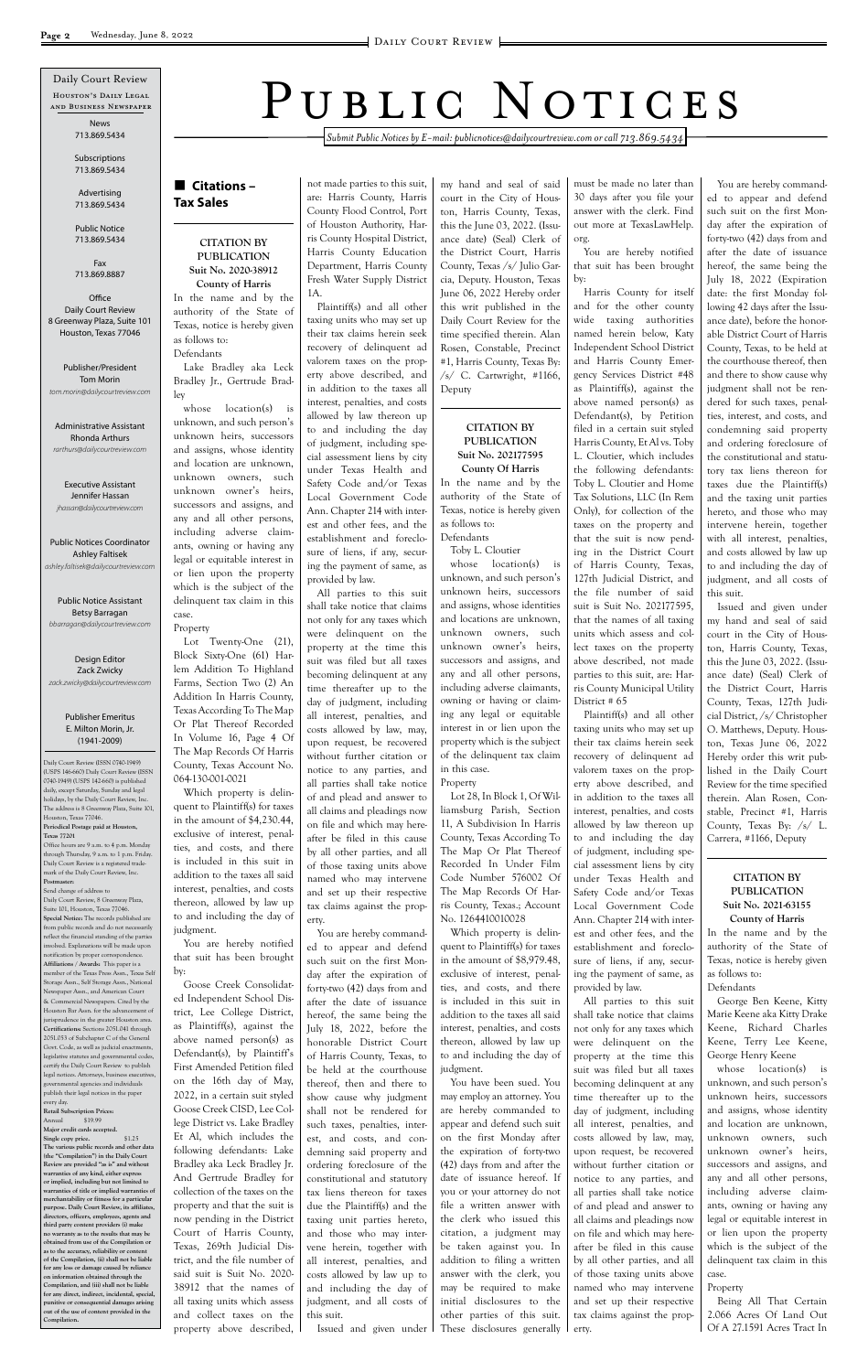# Public Notices

*Submit Public Notices by E-mail: publicnotices@dailycourtreview.com or call 713.869.5434*

Daily Court Review

Houston's Daily Legal and Business Newspaper

News
713.869.5434

Subscriptions
713.869.5434

Advertising
713.869.5434

Public Notice
713.869.5434

Fax
713.869.8887

Office
Daily Court Review
8 Greenway Plaza, Suite 101
Houston, Texas 77046

Publisher/President
Tom Morin
*tom.morin@dailycourtreview.com*

Administrative Assistant
Rhonda Arthurs
*rarthurs@dailycourtreview.com*

Executive Assistant
Jennifer Hassan
*jhassan@dailycourtreview.com*

Public Notices Coordinator
Ashley Faltisek
*ashley.faltisek@dailycourtreview.com*

Public Notice Assistant
Betsy Barragan
*bbarragan@dailycourtreview.com*

Design Editor
Zack Zwicky
*zack.zwicky@dailycourtreview.com*

Publisher Emeritus
E. Milton Morin, Jr.
(1941-2009)

Daily Court Review (ISSN 0740-1949) (USPS 146-660) Daily Court Review (ISSN 0740-1949) (USPS 142-660) is published daily, except Saturday, Sunday and legal holidays, by the Daily Court Review, Inc. The address is 8 Greenway Plaza, Suite 101, Houston, Texas 77046.
**Periodical Postage paid at Houston, Texas 77201**
Office hours are 9 a.m. to 4 p.m. Monday through Thursday, 9 a.m. to 1 p.m. Friday. Daily Court Review is a registered trademark of the Daily Court Review, Inc.
**Postmaster:**
Send change of address to
Daily Court Review, 8 Greenway Plaza, Suite 101, Houston, Texas 77046.
**Special Notice:** The records published are from public records and do not necessarily reflect the financial standing of the parties involved. Explanations will be made upon notification by proper correspondence.
**Affiliations / Awards:** This paper is a member of the Texas Press Assn., Texas Self Storage Assn., Self Storage Assn., National Newspaper Assn., and American Court & Commercial Newspapers. Cited by the Houston Bar Assn. for the advancement of jurisprudence in the greater Houston area.
**Certifications:** Sections 2051.041 through 2051.053 of Subchapter C of the General Govt. Code, as well as judicial enactments, legislative statutes and governmental codes, certify the Daily Court Review to publish legal notices. Attorneys, business executives, governmental agencies and individuals publish their legal notices in the paper every day.
**Retail Subscription Prices:**
Annual $19.99
**Major credit cards accepted.**
**Single copy price.** $1.25
**The various public records and other data (the "Compilation") in the Daily Court Review are provided "as is" and without warranties of any kind, either express or implied, including but not limited to warranties of title or implied warranties of merchantability or fitness for a particular purpose. Daily Court Review, its affiliates, directors, officers, employees, agents and third party content providers (i) make no warranty as to the results that may be obtained from use of the Compilation or as to the accuracy, reliability or content of the Compilation, (ii) shall not be liable for any loss or damage caused by reliance on information obtained through the Compilation, and (iii) shall not be liable for any direct, indirect, incidental, special, punitive or consequential damages arising out of the use of content provided in the Compilation.**

## Citations – Tax Sales

**CITATION BY PUBLICATION**
**Suit No. 2020-38912**
**County of Harris**

In the name and by the authority of the State of Texas, notice is hereby given as follows to:

Defendants

Lake Bradley aka Leck Bradley Jr., Gertrude Bradley

whose location(s) is unknown, and such person's unknown heirs, successors and assigns, whose identity and location are unknown, unknown owners, such unknown owner's heirs, successors and assigns, and any and all other persons, including adverse claimants, owning or having any legal or equitable interest in or lien upon the property which is the subject of the delinquent tax claim in this case.

Property

Lot Twenty-One (21), Block Sixty-One (61) Harlem Addition To Highland Farms, Section Two (2) An Addition In Harris County, Texas According To The Map Or Plat Thereof Recorded In Volume 16, Page 4 Of The Map Records Of Harris County, Texas Account No. 064-130-001-0021

Which property is delinquent to Plaintiff(s) for taxes in the amount of $4,230.44, exclusive of interest, penalties, and costs, and there is included in this suit in addition to the taxes all said interest, penalties and costs thereon, allowed by law up to and including the day of judgment.

You are hereby notified that suit has been brought by:

Goose Creek Consolidated Independent School District, Lee College District, as Plaintiff(s), against the above named person(s) as Defendant(s), by Plaintiff's First Amended Petition filed on the 16th day of May, 2022, in a certain suit styled Goose Creek CISD, Lee College District vs. Lake Bradley Et Al, which includes the following defendants: Lake Bradley aka Leck Bradley Jr. And Gertrude Bradley for collection of the taxes on the property and that the suit is now pending in the District Court of Harris County, Texas, 269th Judicial District, and the file number of said suit is Suit No. 2020-38912 that the names of all taxing units which assess and collect taxes on the property above described, not made parties to this suit, are: Harris County, Harris County Flood Control, Port of Houston Authority, Harris County Hospital District, Harris County Education Department, Harris County Fresh Water Supply District 1A.

Plaintiff(s) and all other taxing units who may set up their tax claims herein seek recovery of delinquent ad valorem taxes on the property above described, and in addition to the taxes all interest, penalties, and costs allowed by law thereon up to and including the day of judgment, including special assessment liens by city under Texas Health and Safety Code and/or Texas Local Government Code Ann. Chapter 214 with interest and other fees, and the establishment and foreclosure of liens, if any, securing the payment of same, as provided by law.

All parties to this suit shall take notice that claims not only for any taxes which were delinquent on the property at the time this suit was filed but all taxes becoming delinquent at any time thereafter up to the day of judgment, including all interest, penalties, and costs allowed by law, may, upon request, be recovered without further citation or notice to any parties, and all parties shall take notice of and plead and answer to all claims and pleadings now on file and which may hereafter be filed in this cause by all other parties, and all of those taxing units above named who may intervene and set up their respective tax claims against the property.

You are hereby commanded to appear and defend such suit on the first Monday after the expiration of forty-two (42) days from and after the date of issuance hereof, the same being the July 18, 2022, before the honorable District Court of Harris County, Texas, to be held at the courthouse thereof, then and there to show cause why judgment shall not be rendered for such taxes, penalties, interest, and costs, and condemning said property and ordering foreclosure of the constitutional and statutory tax liens thereon for taxes due the Plaintiff(s) and the taxing unit parties hereto, and those who may intervene herein, together with all interest, penalties, and costs allowed by law up to and including the day of judgment, and all costs of this suit.

Issued and given under my hand and seal of said court in the City of Houston, Harris County, Texas, this the June 03, 2022. (Issuance date) (Seal) Clerk of the District Court, Harris County, Texas /s/ Julio Garcia, Deputy. Houston, Texas June 06, 2022 Hereby order this writ published in the Daily Court Review for the time specified therein. Alan Rosen, Constable, Precinct #1, Harris County, Texas By: /s/ C. Cartwright, #1166, Deputy

**CITATION BY PUBLICATION**
**Suit No. 202177595**
**County Of Harris**

In the name and by the authority of the State of Texas, notice is hereby given as follows to:

Defendants

Toby L. Cloutier

whose location(s) is unknown, and such person's unknown heirs, successors and assigns, whose identities and locations are unknown, unknown owners, such unknown owner's heirs, successors and assigns, and any and all other persons, including adverse claimants, owning or having any legal or equitable interest in or lien upon the property which is the subject of the delinquent tax claim in this case.

Property

Lot 28, In Block 1, Of Williamsburg Parish, Section 11, A Subdivision In Harris County, Texas According To The Map Or Plat Thereof Recorded In Under Film Code Number 576002 Of The Map Records Of Harris County, Texas.; Account No. 1264410010028

Which property is delinquent to Plaintiff(s) for taxes in the amount of $8,979.48, exclusive of interest, penalties, and costs, and there is included in this suit in addition to the taxes all said interest, penalties and costs thereon, allowed by law up to and including the day of judgment.

You have been sued. You may employ an attorney. You are hereby commanded to appear and defend such suit on the first Monday after the expiration of forty-two (42) days from and after the date of issuance hereof. If you or your attorney do not file a written answer with the clerk who issued this citation, a judgment may be taken against you. In addition to filing a written answer with the clerk, you may be required to make initial disclosures to the other parties of this suit. These disclosures generally must be made no later than 30 days after you file your answer with the clerk. Find out more at TexasLawHelp.org.

You are hereby notified that suit has been brought by:

Harris County for itself and for the other county wide taxing authorities named herein below, Katy Independent School District and Harris County Emergency Services District #48 as Plaintiff(s), against the above named person(s) as Defendant(s), by Petition filed in a certain suit styled Harris County, Et Al vs. Toby L. Cloutier, which includes the following defendants: Toby L. Cloutier and Home Tax Solutions, LLC (In Rem Only), for collection of the taxes on the property and that the suit is now pending in the District Court of Harris County, Texas, 127th Judicial District, and the file number of said suit is Suit No. 202177595, that the names of all taxing units which assess and collect taxes on the property above described, not made parties to this suit, are: Harris County Municipal Utility District # 65

Plaintiff(s) and all other taxing units who may set up their tax claims herein seek recovery of delinquent ad valorem taxes on the property above described, and in addition to the taxes all interest, penalties, and costs allowed by law thereon up to and including the day of judgment, including special assessment liens by city under Texas Health and Safety Code and/or Texas Local Government Code Ann. Chapter 214 with interest and other fees, and the establishment and foreclosure of liens, if any, securing the payment of same, as provided by law.

All parties to this suit shall take notice that claims not only for any taxes which were delinquent on the property at the time this suit was filed but all taxes becoming delinquent at any time thereafter up to the day of judgment, including all interest, penalties, and costs allowed by law, may, upon request, be recovered without further citation or notice to any parties, and all parties shall take notice of and plead and answer to all claims and pleadings now on file and which may hereafter be filed in this cause by all other parties, and all of those taxing units above named who may intervene and set up their respective tax claims against the property.

You are hereby commanded to appear and defend such suit on the first Monday after the expiration of forty-two (42) days from and after the date of issuance hereof, the same being the July 18, 2022 (Expiration date: the first Monday following 42 days after the Issuance date), before the honorable District Court of Harris County, Texas, 127th Judicial District, to be held at the courthouse thereof, then and there to show cause why judgment shall not be rendered for such taxes, penalties, interest, and costs, and condemning said property and ordering foreclosure of the constitutional and statutory tax liens thereon for taxes due the Plaintiff(s) and the taxing unit parties hereto, and those who may intervene herein, together with all interest, penalties, and costs allowed by law up to and including the day of judgment, and all costs of this suit.

Issued and given under my hand and seal of said court in the City of Houston, Harris County, Texas, this the June 03, 2022. (Issuance date) (Seal) Clerk of the District Court, Harris County, Texas, 127th Judicial District, /s/ Christopher O. Matthews, Deputy. Houston, Texas June 06, 2022 Hereby order this writ published in the Daily Court Review for the time specified therein. Alan Rosen, Constable, Precinct #1, Harris County, Texas By: /s/ L. Carrera, #1166, Deputy

**CITATION BY PUBLICATION**
**Suit No. 2021-63155**
**County of Harris**

In the name and by the authority of the State of Texas, notice is hereby given as follows to:

Defendants

George Ben Keene, Kitty Marie Keene aka Kitty Drake Keene, Richard Charles Keene, Terry Lee Keene, George Henry Keene

whose location(s) is unknown, and such person's unknown heirs, successors and assigns, whose identity and location are unknown, unknown owners, such unknown owner's heirs, successors and assigns, and any and all other persons, including adverse claimants, owning or having any legal or equitable interest in or lien upon the property which is the subject of the delinquent tax claim in this case.

Property

Being All That Certain 2.066 Acres Of Land Out Of A 27.1591 Acres Tract In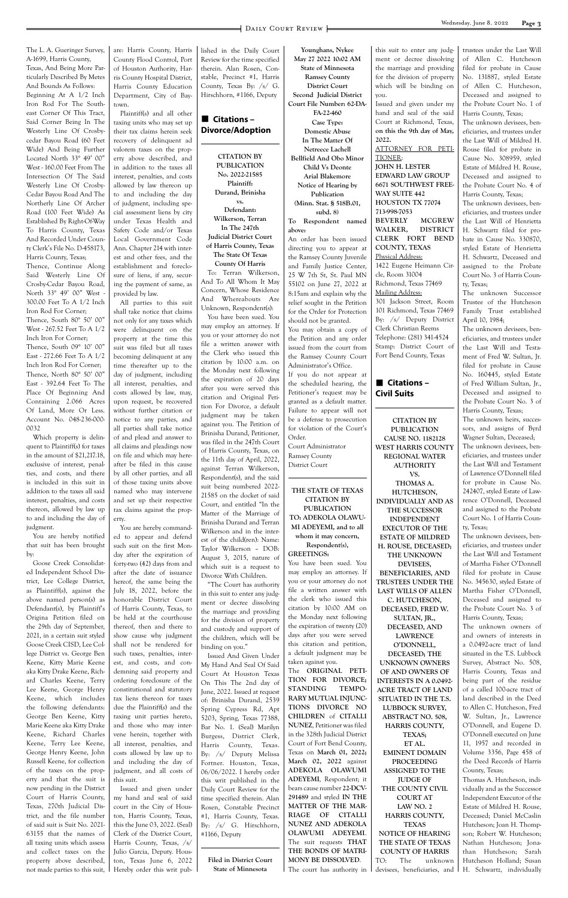The L. A. Gueringer Survey, A-1699, Harris County, Texas, And Being More Particularly Described By Metes And Bounds As Follows:

Beginning At A 1/2 Inch Iron Rod For The Southeast Corner Of This Tract, Said Corner Being In The Westerly Line Of Crosbycedar Bayou Road (60 Feet Wide) And Being Further Located North 33° 49' 00" West - 160.00 Feet From The Intersection Of The Said Westerly Line Of Crosby-Cedar Bayou Road And The Northerly Line Of Archer Road (100 Feet Wide) As Established By Right-Of-Way To Harris County, Texas And Recorded Under County Clerk's File No. D-458173, Harris County, Texas;

Thence, Continue Along Said Westerly Line Of Crosby-Cedar Bayou Road, North 33° 49' 00" West - 300.00 Feet To A 1/2 Inch Iron Rod For Corner;

Thence, South 80° 50' 00" West - 267.52 Feet To A 1/2 Inch Iron For Corner;

Thence, South 09° 10' 00" East - 272.66 Feet To A 1/2 Inch Iron Rod For Corner;

Thence, North 80° 50' 00" East - 392.64 Feet To The Place Of Beginning And Containing 2.066 Acres Of Land, More Or Less. Account No. 048-236-000-0032

Which property is delinquent to Plaintiff(s) for taxes in the amount of $21,217.18, exclusive of interest, penalties, and costs, and there is included in this suit in addition to the taxes all said interest, penalties, and costs thereon, allowed by law up to and including the day of judgment.

You are hereby notified that suit has been brought by:

Goose Creek Consolidated Independent School District, Lee College District, as Plaintiff(s), against the above named person(s) as Defendant(s), by Plaintiff's Origina Petition filed on the 29th day of September, 2021, in a certain suit styled Goose Creek CISD, Lee College District vs. George Ben Keene, Kitty Marie Keene aka Kitty Drake Keene, Richard Charles Keene, Terry Lee Keene, George Henry Keene, which includes the following defendants: George Ben Keene, Kitty Marie Keene aka Kitty Drake Keene, Richard Charles Keene, Terry Lee Keene, George Henry Keene, John Russell Keene, for collection of the taxes on the property and that the suit is now pending in the District Court of Harris County, Texas, 270th Judicial District, and the file number of said suit is Suit No. 2021-63155 that the names of all taxing units which assess and collect taxes on the property above described, not made parties to this suit, are: Harris County, Harris County Flood Control, Port of Houston Authority, Harris County Hospital District, Harris County Education Department, City of Baytown.

Plaintiff(s) and all other taxing units who may set up their tax claims herein seek recovery of delinquent ad valorem taxes on the property above described, and in addition to the taxes all interest, penalties, and costs allowed by law thereon up to and including the day of judgment, including special assessment liens by city under Texas Health and Safety Code and/or Texas Local Government Code Ann. Chapter 214 with interest and other fees, and the establishment and foreclosure of liens, if any, securing the payment of same, as provided by law.

All parties to this suit shall take notice that claims not only for any taxes which were delinquent on the property at the time this suit was filed but all taxes becoming delinquent at any time thereafter up to the day of judgment, including all interest, penalties, and costs allowed by law, may, upon request, be recovered without further citation or notice to any parties, and all parties shall take notice of and plead and answer to all claims and pleadings now on file and which may hereafter be filed in this cause by all other parties, and all of those taxing units above named who may intervene and set up their respective tax claims against the property.

You are hereby commanded to appear and defend such suit on the first Monday after the expiration of forty-two (42) days from and after the date of issuance hereof, the same being the July 18, 2022, before the honorable District Court of Harris County, Texas, to be held at the courthouse thereof, then and there to show cause why judgment shall not be rendered for such taxes, penalties, interest, and costs, and condemning said property and ordering foreclosure of the constitutional and statutory tax liens thereon for taxes due the Plaintiff(s) and the taxing unit parties hereto, and those who may intervene herein, together with all interest, penalties, and costs allowed by law up to and including the day of judgment, and all costs of this suit.

Issued and given under my hand and seal of said court in the City of Houston, Harris County, Texas, this the June 03, 2022. (Seal) Clerk of the District Court, Harris County, Texas, /s/ Julio Garcia, Deputy. Houston, Texas June 6, 2022 Hereby order this writ published in the Daily Court Review for the time specified therein. Alan Rosen, Constable, Precinct #1, Harris County, Texas By: /s/ G. Hirschhorn, #1166, Deputy

## Citations – Divorce/Adoption

**CITATION BY PUBLICATION**
**No. 2022-21585**
**Plaintiff:**
**Durand, Brinisha**
**vs.**
**Defendant:**
**Wilkerson, Terran**
**In The 247th Judicial District Court of Harris County, Texas**
**The State Of Texas**
**County Of Harris**

To: Terran Wilkerson, And To All Whom It May Concern, Whose Residence And Whereabouts Are Unknown, Respondent(s):

You have been sued. You may employ an attorney. If you or your attorney do not file a written answer with the Clerk who issued this citation by 10:00 a.m. on the Monday next following the expiration of 20 days after you were served this citation and Original Petition For Divorce, a default judgment may be taken against you. The Petition of Brinisha Durand, Petitioner, was filed in the 247th Court of Harris County, Texas, on the 11th day of April, 2022, against Terran Wilkerson, Respondent(s), and the said suit being numbered 2022-21585 on the docket of said Court, and entitled "In the Matter of the Marriage of Brinisha Durand and Terran Wilkerson and in the interest of the child(ren): Name: Taylor Wilkerson – DOB: August 3, 2015, nature of which suit is a request to Divorce With Children.

"The Court has authority in this suit to enter any judgment or decree dissolving the marriage and providing for the division of property and custody and support of the children, which will be binding on you."

Issued And Given Under My Hand And Seal Of Said Court At Houston Texas On This The 2nd day of June, 2022. Issued at request of: Brinisha Durand, 2539 Spring Cypress Rd, Apt 5203, Spring, Texas 77388, Bar No. 1. (Seal) Marilyn Burgess, District Clerk, Harris County, Texas. By: /s/ Deputy Melissa Fortner. Houston, Texas, 06/06/2022. I hereby order this writ published in the Daily Court Review for the time specified therein. Alan Rosen, Constable Precinct #1, Harris County, Texas. By: /s/ G. Hirschhorn, #1166, Deputy

**Filed in District Court**
**State of Minnesota**
**Younghans, Nykee**
**May 27 2022 10:02 AM**
**State of Minnesota**
**Ramsey County**
**District Court**
**Second Judicial District**
**Court File Number: 62-DA-FA-22-460**
**Case Type:**
**Domestic Abuse**
**In The Matter Of**
**Netreece Lachell Bellfield And Obo Minor Child Vs Deonte Arial Blakemore**
**Notice of Hearing by Publication**
**(Minn. Stat. § 518B.01, subd. 8)**

**To Respondent named above:**

An order has been issued directing you to appear at the Ramsey County Juvenile and Family Justice Center, 25 W 7th St, St. Paul MN 55102 on June 27, 2022 at 8:15am and explain why the relief sought in the Petition for the Order for Protection should not be granted.

You may obtain a copy of the Petition and any order issued from the court from the Ramsey County Court Administrator's Office.

If you do not appear at the scheduled hearing, the Petitioner's request may be granted as a default matter. Failure to appear will not be a defense to prosecution for violation of the Court's Order.

Court Administrator
Ramsey County
District Court

**THE STATE OF TEXAS**
**CITATION BY PUBLICATION**
**TO: ADEKOLA OLAWUMI ADEYEMI, and to all whom it may concern, Respondent(s), GREETINGS:**

You have been sued. You may employ an attorney. If you or your attorney do not file a written answer with the clerk who issued this citation by 10:00 AM on the Monday next following the expiration of twenty (20) days after you were served this citation and petition, a default judgment may be taken against you.

The **ORIGINAL PETITION FOR DIVORCE; STANDING TEMPORARY MUTUAL INJUNCTIONS DIVORCE NO CHILDREN** of **CITALLI NUNEZ**, Petitioner was filed in the 328th Judicial District Court of Fort Bend County, Texas on **March 01, 2022; March 02, 2022** against **ADEKOLA OLAWUMI ADEYEMI**, Respondent; it bears cause number **22-DCV-291489** and styled **IN THE MATTER OF THE MARRIAGE OF CITALLI NUNEZ AND ADEKOLA OLAWUMI ADEYEMI**. The suit requests **THAT THE BONDS OF MATRIMONY BE DISSOLVED**.

The court has authority in this suit to enter any judgment or decree dissolving the marriage and providing for the division of property which will be binding on you.

Issued and given under my hand and seal of the said Court at Richmond, Texas, **on this the 9th day of May, 2022.**

ATTORNEY FOR PETITIONER:
**JOHN H. LESTER**
**EDWARD LAW GROUP**
**6671 SOUTHWEST FREEWAY SUITE 442**
**HOUSTON TX 77074**
**713-998-7053**
**BEVERLY MCGREW WALKER, DISTRICT CLERK FORT BEND COUNTY, TEXAS**
Physical Address:
1422 Eugene Heimann Circle, Room 31004
Richmond, Texas 77469
Mailing Address:
301 Jackson Street, Room 101 Richmond, Texas 77469
By: /s/ Deputy District Clerk Christian Reems
Telephone: (281) 341-4524
Stamp: District Court of Fort Bend County, Texas

## Citations – Civil Suits

**CITATION BY PUBLICATION**
**CAUSE NO. 1182128**
**WEST HARRIS COUNTY REGIONAL WATER AUTHORITY**
**VS.**
**THOMAS A. HUTCHESON, INDIVIDUALLY AND AS THE SUCCESSOR INDEPENDENT EXECUTOR OF THE ESTATE OF MILDRED H. ROUSE, DECEASED; THE UNKNOWN DEVISEES, BENEFICIARIES, AND TRUSTEES UNDER THE LAST WILLS OF ALLEN C. HUTCHESON, DECEASED, FRED W. SULTAN, JR., DECEASED, AND LAWRENCE O'DONNELL, DECEASED; THE UNKNOWN OWNERS OF AND OWNERS OF INTERESTS IN A 0.0492-ACRE TRACT OF LAND SITUATED IN THE T.S. LUBBOCK SURVEY, ABSTRACT NO. 508, HARRIS COUNTY, TEXAS;**
**ET AL.**
**EMINENT DOMAIN PROCEEDING ASSIGNED TO THE JUDGE OF THE COUNTY CIVIL COURT AT LAW NO. 2 HARRIS COUNTY, TEXAS**
**NOTICE OF HEARING**
**THE STATE OF TEXAS**
**COUNTY OF HARRIS**

TO: The unknown devisees, beneficiaries, and trustees under the Last Will of Allen C. Hutcheson filed for probate in Cause No. 131887, styled Estate of Allen C. Hutcheson, Deceased and assigned to the Probate Court No. 1 of Harris County, Texas;

The unknown devisees, beneficiaries, and trustees under the Last Will of Mildred H. Rouse filed for probate in Cause No. 308959, styled Estate of Mildred H. Rouse, Deceased and assigned to the Probate Court No. 4 of Harris County, Texas;

The unknown devisees, beneficiaries, and trustees under the Last Will of Henrietta H. Schwartz filed for probate in Cause No. 330870, styled Estate of Henrietta H. Schwartz, Deceased and assigned to the Probate Court No. 3 of Harris County, Texas;

The unknown Successor Trustee of the Hutcheson Family Trust established April 10, 1984;

The unknown devisees, beneficiaries, and trustees under the Last Will and Testament of Fred W. Sultan, Jr. filed for probate in Cause No. 160445, styled Estate of Fred William Sultan, Jr., Deceased and assigned to the Probate Court No. 3 of Harris County, Texas;

The unknown heirs, successors, and assigns of Byrd Wagner Sultan, Deceased;

The unknown devisees, beneficiaries, and trustees under the Last Will and Testament of Lawrence O'Donnell filed for probate in Cause No. 242407, styled Estate of Lawrence O'Donnell, Deceased and assigned to the Probate Court No. 1 of Harris County, Texas;

The unknown devisees, beneficiaries, and trustees under the Last Will and Testament of Martha Fisher O'Donnell filed for probate in Cause No. 345630, styled Estate of Martha Fisher O'Donnell, Deceased and assigned to the Probate Court No. 3 of Harris County, Texas;

The unknown owners of and owners of interests in a 0.0492-acre tract of land situated in the T.S. Lubbock Survey, Abstract No. 508, Harris County, Texas and being part of the residue of a called 100-acre tract of land described in the Deed to Allen C. Hutcheson, Fred W. Sultan, Jr., Lawrence O'Donnell, and Eugene D. O'Donnell executed on June 11, 1957 and recorded in Volume 3356, Page 458 of the Deed Records of Harris County, Texas;

Thomas A. Hutcheson, individually and as the Successor Independent Executor of the Estate of Mildred H. Rouse, Deceased; Daniel McCaslin Hutcheson; Joan H. Thompson; Robert W. Hutcheson; Nathan Hutcheson; Jonathan Hutcheson; Sarah Hutcheson Holland; Susan H. Schwartz, individually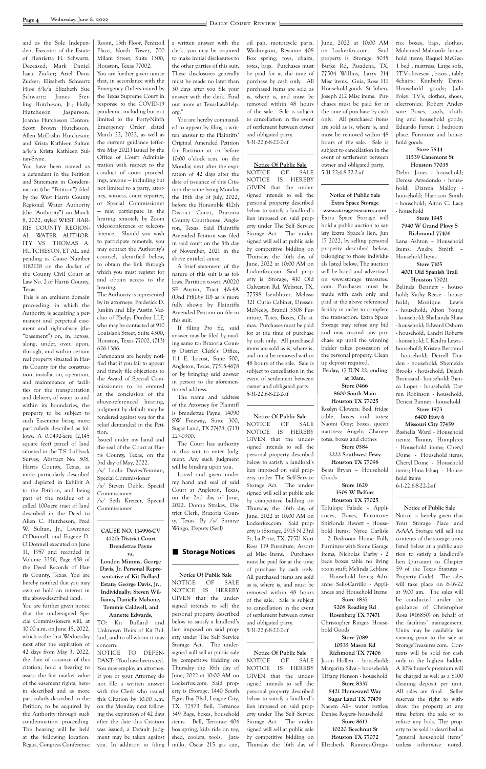and as the Sole Independent Executor of the Estate of Henrietta H. Schwartz, Deceased; Mark Daniel Isaac Zucker; Ariel Dana Zucker; Elizabeth Schwartz Hioe f/k/a Elizabeth Sue Schwartz; James Sterling Hutcheson, Jr.; Holly Hutcheson Jasperson; Joanne Hutcheson Denton; Scott Brown Hutcheson; Allen McCaslin Hutcheson; and Krista Kathleen Sultan a/k/a Krista Kathleen Sultan-Styne.

You have been named as a defendant in the Petition and Statement in Condemnation (the "Petition") filed by the West Harris County Regional Water Authority (the "Authority") on March 8, 2022, styled WEST HARRIS COUNTY REGIONAL WATER AUTHORITY VS. THOMAS A. HUTCHESON, ET AL. and pending as Cause Number 1182128 on the docket of the County Civil Court at Law No. 2 of Harris County, Texas.

This is an eminent domain proceeding, in which the Authority is acquiring a permanent and perpetual easement and right-of-way (the "Easement") on, in, across, along, under, over, upon, through, and within certain real property situated in Harris County for the construction, installation, operation, and maintenance of facilities for the transportation and delivery of water to and within its boundaries, the property to be subject to such Easement being more particularly described as follows: A 0.0492-acre (2,145 square feet) parcel of land situated in the T.S. Lubbock Survey, Abstract No. 508, Harris County, Texas, as more particularly described and depicted in Exhibit A to the Petition, and being part of the residue of a called 100-acre tract of land described in the Deed to Allen C. Hutcheson, Fred W. Sultan, Jr., Lawrence O'Donnell, and Eugene D. O'Donnell executed on June 11, 1957 and recorded in Volume 3356, Page 458 of the Deed Records of Harris County, Texas. You are hereby notified that you may own or hold an interest in the above-described land.

You are further given notice that the undersigned Special Commissioners will, at 10:00 a.m. on June 15, 2022, which is the first Wednesday next after the expiration of 42 days from May 3, 2022, the date of issuance of this citation, hold a hearing to assess the fair market value of the easement rights, herein described and as more particularly described in the Petition, to be acquired by the Authority through such condemnation proceeding. The hearing will be held at the following location: Regus, Congress Conference Room, 13th Floor, Pennzoil Place, North Tower, 700 Milam Street, Suite 1300, Houston, Texas 77002.

You are further given notice that, in accordance with the Emergency Orders issued by the Texas Supreme Court in response to the COVID-19 pandemic, including but not limited to the Forty-Ninth Emergency Order dated March 22, 2022, as well as the current guidance (effective May 2021) issued by the Office of Court Administration with respect to the conduct of court proceedings, anyone — including but not limited to a party, attorney, witness, court reporter, or Special Commissioner — may participate in the hearing remotely by Zoom videoconference or teleconference. Should you wish to participate remotely, you may contact the Authority's counsel, identified below, to obtain the link through which you must register for and obtain access to the hearing.

The Authority is represented by its attorneys, Frederick D. Junkin and Elly Austin Vecchio of Phelps Dunbar LLP, who may be contacted at 910 Louisiana Street, Suite 4300, Houston, Texas 77002, (713) 626-1386.

Defendants are hereby notified that if you fail to appear and timely file objections to the Award of Special Commissioners to be entered at the conclusion of the above-referenced hearing, judgment by default may be rendered against you for the relief demanded in the Petition.

Issued under my hand and the seal of the Court at Harris County, Texas, on the 3rd day of May, 2022.

/s/ Laolu Davies-Yemitan, Special Commissioner
/s/ Steven Duble, Special Commissioner
/s/ Seth Kretzer, Special Commissioner

---

**CAUSE NO. 114996-CV**
**412th District Court**
**Brendettae Payne**
**vs.**
**London Mimms, George Davis, Jr. Personal Representative of Kit Bullard Estate; George Davis, Jr., Individually; Steven Williams, Danielle Mahone, Tommie Caldwell, and Annette Edwards,**

TO: Kit Bullard and Unknown Heirs of Kit Bullard, and to all whom it may concern:

NOTICE TO DEFENDANT: "You have been sued. You may employ an attorney. If you or your Attorney do not file a written answer with the Clerk who issued this Citation by 10:00 a.m. on the Monday next following the expiration of 42 days after the date this Citation was issued, a Default Judgment may be taken against you. In addition to filing a written answer with the clerk, you may be required to make initial disclosures to the other parties of this suit. These disclosures generally must be made no later than 30 days after you file your answer with the clerk. Find out more at TexasLawHelp.org."

You are hereby commanded to appear by filing a written answer to the Plaintiffs' Original Amended Petition for Partition at or before 10:00 o'clock a.m. on the Monday next after the expiration of 42 days after the date of issuance of this Citation the same being Monday the 18th day of July, 2022, before the Honorable 412th District Court, Brazoria County Courthouse, Angleton, Texas. Said Plaintiffs Amended Petition was filed in said court on the 5th day of November, 2021 in the above entitled cause.

A brief statement of the nature of this suit is as follows, Partition to-wit: A0020 SF Austin, Tract 4&4A (Und Pt)(Div 10) as is more fully shown by Plaintiffs Amended Petition on file in this suit.

If filing Pro Se, said answer may be filed by mailing same to: Brazoria County District Clerk's Office, 111 E. Locust, Suite 500, Angleton, Texas, 77515-4678 or by bringing said answer in person to the aforementioned address.

The name and address of the Attorney for Plaintiff is Brendettae Payne, 14090 SW Freeway, Suite 300, Sugar Land, TX 77478, (713) 227-0900.

The Court has authority in this suit to enter Judgment. Any such Judgment will be binding upon you.

Issued and given under my hand and seal of said Court at Angleton, Texas, on the 2nd day of June, 2022. Donna Strakey, District Clerk, Brazoria County, Texas. By /s/ Sunnye Wingo, Deputy (Seal)

## Storage Notices

**Notice Of Public Sale**

NOTICE OF SALE NOTICE IS HEREBY GIVEN that the undersigned intends to sell the personal property described below to satisfy a landlord's lien imposed on said property under The Self Service Storage Act. The undersigned will sell at public sale by competitive bidding on Thursday the 16th day of June, 2022 at 10:00 AM on Lockerfox.com. Said property is iStorage, 1440 South Egret Bay Blvd, League City, TX, 77573 Bell, Terrance 349 Bags, boxes, household items. Bell, Terrance 404 box spring, kids ride on toy, shed, coolers, tools. Jaramillo, Oscar 215 gas can, oil pan, motorcycle parts. Washington, Reyanne 408 Box spring, toys, chairs, totes, bags. Purchases must be paid for at the time of purchase by cash only. All purchased items are sold as is, where is, and must be removed within 48 hours of the sale. Sale is subject to cancellation in the event of settlement between owner and obligated party.
5-31-22;6-8-22-2-af

---

**Notice Of Public Sale**

NOTICE OF SALE NOTICE IS HEREBY GIVEN that the undersigned intends to sell the personal property described below to satisfy a landlord's lien imposed on said property under The Self Service Storage Act. The undersigned will sell at public sale by competitive bidding on Thursday the 16th day of June, 2022 at 10:00 AM on Lockerfox.com. Said property is iStorage, 410 Old Galveston Rd, Webster, TX, 77598 Isenblitter, Melissa 321 Curio Cabinet, Dresser. McNeely, Brandi 3308 Furniture, Totes, Boxes, Christmas. Purchases must be paid for at the time of purchase by cash only. All purchased items are sold as is, where is, and must be removed within 48 hours of the sale. Sale is subject to cancellation in the event of settlement between owner and obligated party.
5-31-22;6-8-22-2-af

---

**Notice Of Public Sale**

NOTICE OF SALE NOTICE IS HEREBY GIVEN that the undersigned intends to sell the personal property described below to satisfy a landlord's lien imposed on said property under The Self-Service Storage Act. The undersigned will sell at public sale by competitive bidding on Thursday the 16th day of June, 2022 at 10:00 AM on Lockerfox.com. Said property is iStorage, 2915 N 23rd St, La Porte, TX, 77571 Kurt Ross 119 Furniture, Assorted Misc Items. Purchases must be paid for at the time of purchase by cash only. All purchased items are sold as is, where is, and must be removed within 48 hours of the sale. Sale is subject to cancellation in the event of settlement between owner and obligated party.
5-31-22;6-8-22-2-af

---

**Notice Of Public Sale**

NOTICE OF SALE NOTICE IS HEREBY GIVEN that the undersigned intends to sell the personal property described below to satisfy a landlord's lien imposed on said property under The Self Service Storage Act. The undersigned will sell at public sale by competitive bidding on Thursday the 16th day of June, 2022 at 10:00 AM on Lockerfox.com. Said property is iStorage, 5035 Burke Rd, Pasadena, TX, 77504 Willms, Larry 214 Misc items. Guia, Rose 111 Household goods. St. Julien, Joseph 212 Misc items. Purchases must be paid for at the time of purchase by cash only. All purchased items are sold as is, where is, and must be removed within 48 hours of the sale. Sale is subject to cancellation in the event of settlement between owner and obligated party.
5-31-22;6-8-22-2-af

---

**Notice of Public Sale**
**Extra Space Storage**
**www.storagetreasures.com**

Extra Space Storage will hold a public auction to satisfy Extra Space's lien, Jun 17 2022, by selling personal property described below, belonging to those individuals listed below, The auction will be listed and advertised on www.storage treasures.com. Purchases must be made with cash only and paid at the above referenced facility in order to complete the transaction. Extra Space Storage may refuse any bid and may rescind any purchase up until the winning bidder takes possession of the personal property. Clean up deposit required.

**Friday, 17 JUN 22, ending at 10am.**

**Store 0466**
**8600 South Main**
**Houston TX 77025**

Roslyn Clowers: Bed, fridge table, boxes and totes; Naomi Gray: boxes, queen mattress; Angelis Chaney: totes, boxes and clothes

**Store 0584**
**2222 Southwest Frwy**
**Houston TX 77098**

Beau Bryan – Household Goods

**Store 1629**
**3505 W Belfort**
**Houston TX 77025**

Tolulope Falade – Appliances, Boxes, Furniture; Shirlonda Hewett – Household Items; Nyree Carlisle – 2 Bedroom Home Fully Furniture with Some Garage Items; Nicholas Darby - 2 beds boxes table no living room stuff; Melinda Leblanc - Household Items; Adrianne Sells-Carrillo - Appliances and Household Items

**Store 1837**
**5208 Reading Rd**
**Rosenberg TX 77471**

Christopher Ringer- Household Goods

**Store 7089**
**10535 Mason Rd**
**Richmond TX 77406**

Jason Hollen – household; Margarita Silva – household; Tiffany Henson - household

**Store 8337**
**8421 Homeward Way**
**Sugar Land TX 77479**

Naeem Ali– water bottles; Denise Rogers- household

**Store 8613**
**10220 Beechnut St**
**Houston TX 77072**

Elizabeth Ramirez-Gregorio: boxes, bags, clothes; Mohamed Mabrouk: household items; Raquel McGee: 1 bed , mattress, Large sofa, 2T.V.s loveseat , boxes , table 4chairs; Kimberly Davis: Household goods; Jada Foley: TV's, clothes, shoes, electronics; Robert Anderson: Boxes, tools, clothing and household goods; Eduardo Ferrer: 1 bedroom place. Furniture and household goods.

**Store 7544**
**11539 Canemont St**
**Houston 77035**

Debra Jones - household; Denise Arredondo - household; Dianna Malloy - household; Harrison Smith - household; Alton C. Lacy - household

**Store 1945**
**7940 W Grand Pkwy S**
**Richmond 77406**

Lana Ashton – Household Items; Andre Smith – Household Items

**Store 7105**
**4001 Old Spanish Trail**
**Houston 77021**

Belinda Bennett - household; Kathy Reece - household; Monique Lewis - household; Alton Young - household; ShaLanda Shaw - household; Edward Osborn - household; Landri Roberts - household; L Keidra Lewis - household; Kristen Bertrand - household; Derrell Durden - household; Shemekia Brooks - household; Deleah Broussard - household; Bianca Lopez - household; Darren Robinson - household; Denest Banner - household

**Store 1973**
**6400 Hwy 6**
**Missouri City 77459**

Bashelia Ward - Household items; Tammy Humphrey - Household items; Cheryl Dome - Household items; Cheryl Dome - Household items; Hina Ishaq - Household items
6-1-22;6-8-22-2-af

---

**Notice of Public Sale**

Notice is hereby given that Your Storage Place and A-AAA Storage will sell the contents of the storage units listed below at a public auction to satisfy a landlord's lien (pursuant to Chapter 59 of the Texas Statutes – Property Code). The sales will take place on 6-16-22 at 9:00 am. The sales will be conducted under the guidance of Christopher Rosa (#16850) on behalf of the facilities' management. Units may be available for viewing prior to the sale at StorageTreasures.com. Contents will be sold for cash only to the highest bidder. A 10% buyer's premium will be charged as well as a $100 cleaning deposit per unit. All sales are final. Seller reserves the right to withdraw the property at any time before the sale or to refuse any bids. The property to be sold is described as "general household items" unless otherwise noted.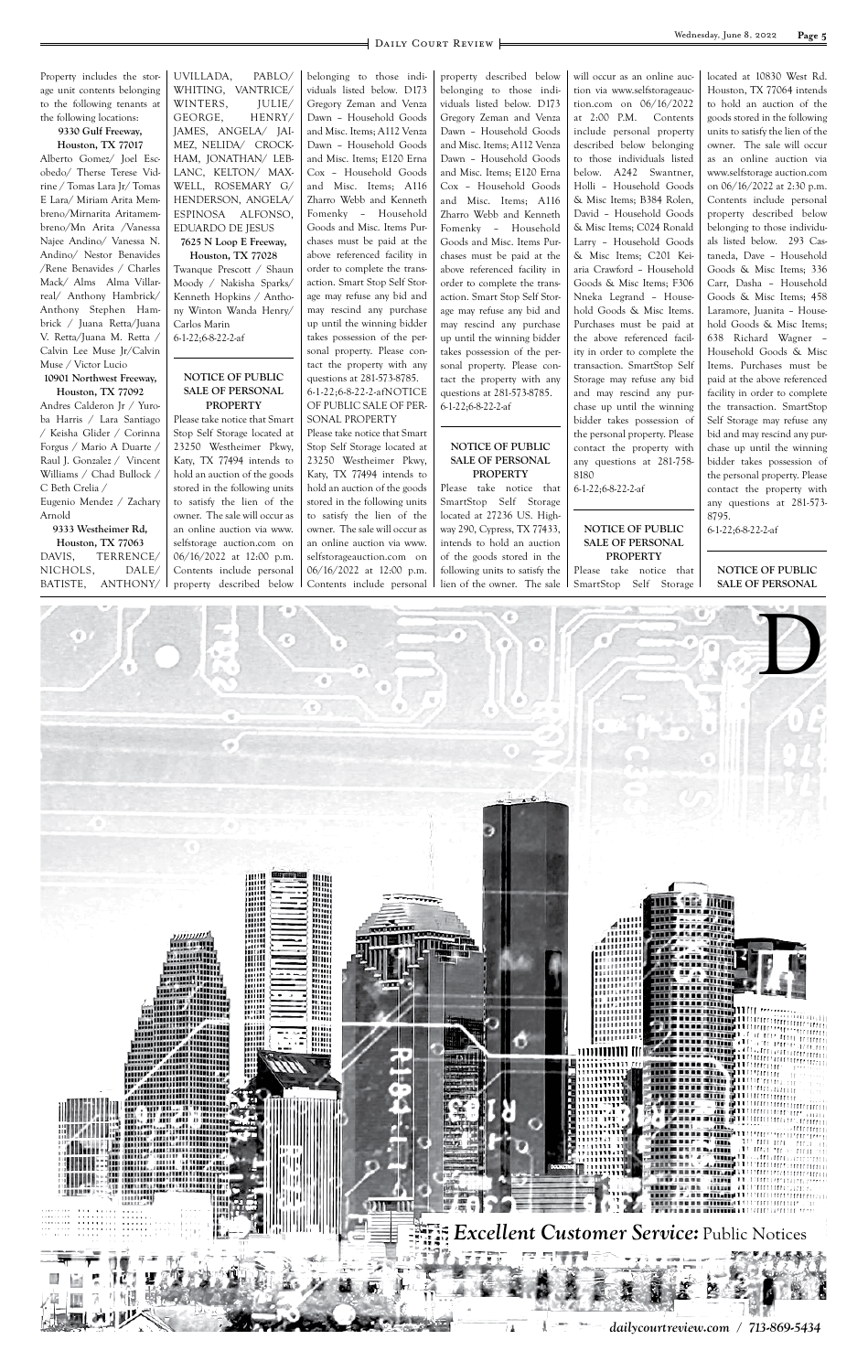Property includes the storage unit contents belonging to the following tenants at the following locations:

**9330 Gulf Freeway, Houston, TX 77017**

Alberto Gomez/ Joel Escobedo/ Therse Terese Vidrine / Tomas Lara Jr/ Tomas E Lara/ Miriam Arita Membreno/Mirnarita Aritamembreno/Mn Arita /Vanessa Najee Andino/ Vanessa N. Andino/ Nestor Benavides /Rene Benavides / Charles Mack/ Alms Alma Villarreal/ Anthony Hambrick/ Anthony Stephen Hambrick / Juana Retta/Juana V. Retta/Juana M. Retta / Calvin Lee Muse Jr/Calvin Muse / Victor Lucio

**10901 Northwest Freeway, Houston, TX 77092**

Andres Calderon Jr / Yuroba Harris / Lara Santiago / Keisha Glider / Corinna Forgus / Mario A Duarte / Raul J. Gonzalez / Vincent Williams / Chad Bullock / C Beth Crelia / Eugenio Mendez / Zachary Arnold

**9333 Westheimer Rd, Houston, TX 77063**

DAVIS, TERRENCE/ NICHOLS, DALE/ BATISTE, ANTHONY/ UVILLADA, PABLO/ WHITING, VANTRICE/ WINTERS, JULIE/ GEORGE, HENRY/ JAMES, ANGELA/ JAIMEZ, NELIDA/ CROCKHAM, JONATHAN/ LEBLANC, KELTON/ MAXWELL, ROSEMARY G/ HENDERSON, ANGELA/ ESPINOSA ALFONSO, EDUARDO DE JESUS

**7625 N Loop E Freeway, Houston, TX 77028**

Twanque Prescott / Shaun Moody / Nakisha Sparks/ Kenneth Hopkins / Anthony Winton Wanda Henry/ Carlos Marin

6-1-22;6-8-22-2-af

## NOTICE OF PUBLIC SALE OF PERSONAL PROPERTY

Please take notice that Smart Stop Self Storage located at 23250 Westheimer Pkwy, Katy, TX 77494 intends to hold an auction of the goods stored in the following units to satisfy the lien of the owner. The sale will occur as an online auction via www. selfstorage auction.com on 06/16/2022 at 12:00 p.m. Contents include personal property described below belonging to those individuals listed below. D173 Gregory Zeman and Venza Dawn – Household Goods and Misc. Items; A112 Venza Dawn – Household Goods and Misc. Items; E120 Erna Cox – Household Goods and Misc. Items; A116 Zharro Webb and Kenneth Fomenky – Household Goods and Misc. Items Purchases must be paid at the above referenced facility in order to complete the transaction. Smart Stop Self Storage may refuse any bid and may rescind any purchase up until the winning bidder takes possession of the personal property. Please contact the property with any questions at 281-573-8785.

6-1-22;6-8-22-2-afNOTICE OF PUBLIC SALE OF PERSONAL PROPERTY

Please take notice that Smart Stop Self Storage located at 23250 Westheimer Pkwy, Katy, TX 77494 intends to hold an auction of the goods stored in the following units to satisfy the lien of the owner. The sale will occur as an online auction via www. selfstorageauction.com on 06/16/2022 at 12:00 p.m. Contents include personal property described below belonging to those individuals listed below. D173 Gregory Zeman and Venza Dawn – Household Goods and Misc. Items; A112 Venza Dawn – Household Goods and Misc. Items; E120 Erna Cox – Household Goods and Misc. Items; A116 Zharro Webb and Kenneth Fomenky – Household Goods and Misc. Items Purchases must be paid at the above referenced facility in order to complete the transaction. Smart Stop Self Storage may refuse any bid and may rescind any purchase up until the winning bidder takes possession of the personal property. Please contact the property with any questions at 281-573-8785.

6-1-22;6-8-22-2-af

## NOTICE OF PUBLIC SALE OF PERSONAL PROPERTY

Please take notice that SmartStop Self Storage located at 27236 US. Highway 290, Cypress, TX 77433, intends to hold an auction of the goods stored in the following units to satisfy the lien of the owner. The sale will occur as an online auction via www.selfstorageauction.com on 06/16/2022 at 2:00 P.M. Contents include personal property described below belonging to those individuals listed below. A242 Swantner, Holli – Household Goods & Misc Items; B384 Rolen, David – Household Goods & Misc Items; C024 Ronald Larry – Household Goods & Misc Items; C201 Keiaria Crawford – Household Goods & Misc Items; F306 Nneka Legrand – Household Goods & Misc Items. Purchases must be paid at the above referenced facility in order to complete the transaction. SmartStop Self Storage may refuse any bid and may rescind any purchase up until the winning bidder takes possession of the personal property. Please contact the property with any questions at 281-758-8180

6-1-22;6-8-22-2-af

## NOTICE OF PUBLIC SALE OF PERSONAL PROPERTY

Please take notice that SmartStop Self Storage located at 10830 West Rd. Houston, TX 77064 intends to hold an auction of the goods stored in the following units to satisfy the lien of the owner. The sale will occur as an online auction via www.selfstorage auction.com on 06/16/2022 at 2:30 p.m. Contents include personal property described below belonging to those individuals listed below. 293 Castaneda, Dave – Household Goods & Misc Items; 336 Carr, Dasha – Household Goods & Misc Items; 458 Laramore, Juanita – Household Goods & Misc Items; 638 Richard Wagner – Household Goods & Misc Items. Purchases must be paid at the above referenced facility in order to complete the transaction. SmartStop Self Storage may refuse any bid and may rescind any purchase up until the winning bidder takes possession of the personal property. Please contact the property with any questions at 281-573-8795.

6-1-22;6-8-22-2-af

## NOTICE OF PUBLIC SALE OF PERSONAL

*Excellent Customer Service:* Public Notices

*dailycourtreview.com / 713-869-5434*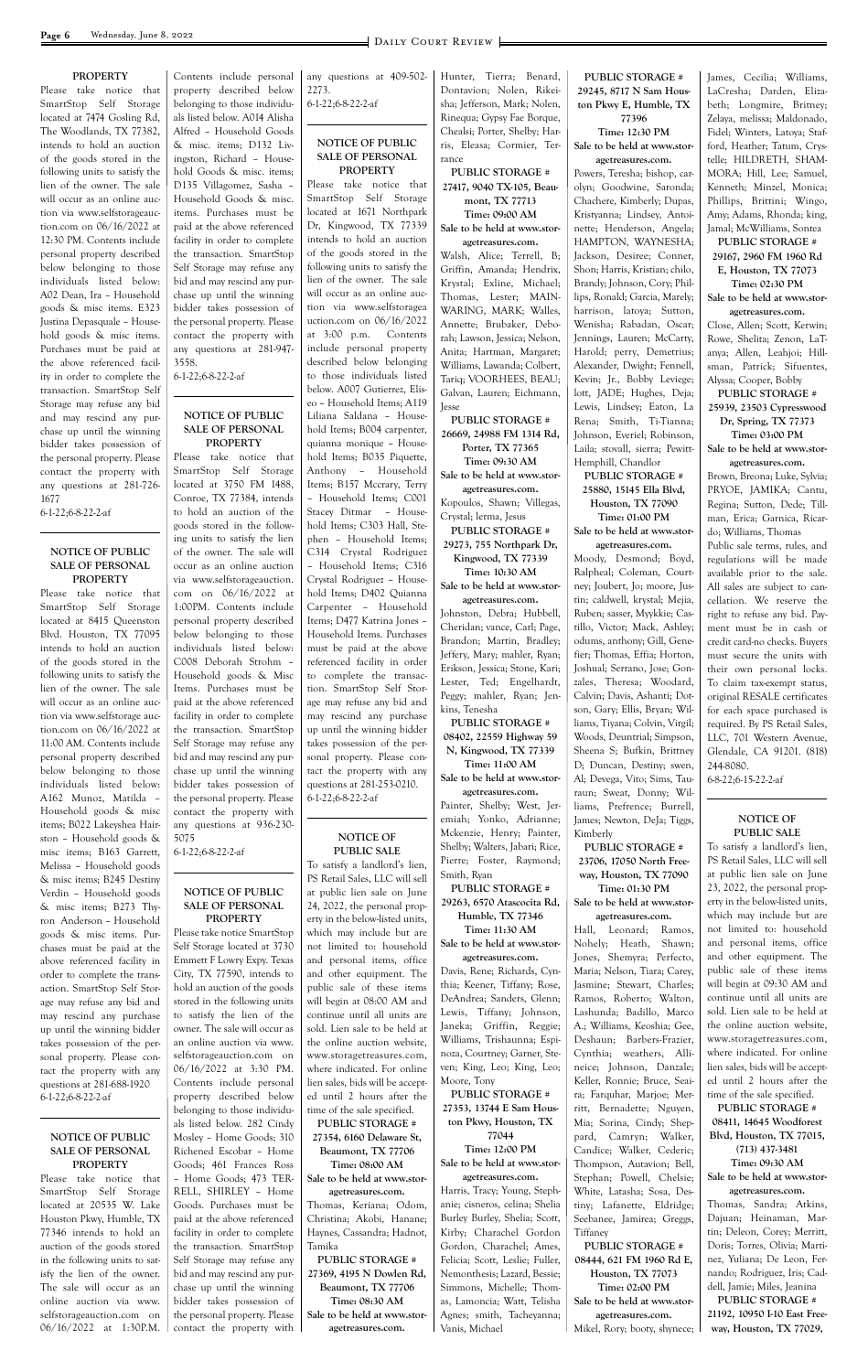**PROPERTY**

Please take notice that SmartStop Self Storage located at 7474 Gosling Rd, The Woodlands, TX 77382, intends to hold an auction of the goods stored in the following units to satisfy the lien of the owner. The sale will occur as an online auction via www.selfstorageauction.com on 06/16/2022 at 12:30 PM. Contents include personal property described below belonging to those individuals listed below: A02 Dean, Ira – Household goods & misc items. E323 Justina Depasquale – Household goods & misc items. Purchases must be paid at the above referenced facility in order to complete the transaction. SmartStop Self Storage may refuse any bid and may rescind any purchase up until the winning bidder takes possession of the personal property. Please contact the property with any questions at 281-726-1677

6-1-22;6-8-22-2-af

**NOTICE OF PUBLIC SALE OF PERSONAL PROPERTY**

Please take notice that SmartStop Self Storage located at 8415 Queenston Blvd. Houston, TX 77095 intends to hold an auction of the goods stored in the following units to satisfy the lien of the owner. The sale will occur as an online auction via www.selfstorage auction.com on 06/16/2022 at 11:00 AM. Contents include personal property described below belonging to those individuals listed below: A162 Munoz, Matilda – Household goods & misc items; B022 Lakeyshea Hairston – Household goods & misc items; B163 Garrett, Melissa – Household goods & misc items; B245 Destiny Verdin – Household goods & misc items; B273 Thyron Anderson – Household goods & misc items. Purchases must be paid at the above referenced facility in order to complete the transaction. SmartStop Self Storage may refuse any bid and may rescind any purchase up until the winning bidder takes possession of the personal property. Please contact the property with any questions at 281-688-1920

6-1-22;6-8-22-2-af

**NOTICE OF PUBLIC SALE OF PERSONAL PROPERTY**

Please take notice that SmartStop Self Storage located at 20535 W. Lake Houston Pkwy, Humble, TX 77346 intends to hold an auction of the goods stored in the following units to satisfy the lien of the owner. The sale will occur as an online auction via www.selfstorageauction.com on 06/16/2022 at 1:30P.M. Contents include personal property described below belonging to those individuals listed below. A014 Alisha Alfred – Household Goods & misc. items; D132 Livingston, Richard – Household Goods & misc. items; D135 Villagomez, Sasha – Household Goods & misc. items. Purchases must be paid at the above referenced facility in order to complete the transaction. SmartStop Self Storage may refuse any bid and may rescind any purchase up until the winning bidder takes possession of the personal property. Please contact the property with any questions at 281-947-3558.

6-1-22;6-8-22-2-af

**NOTICE OF PUBLIC SALE OF PERSONAL PROPERTY**

Please take notice that SmartStop Self Storage located at 3750 FM 1488, Conroe, TX 77384, intends to hold an auction of the goods stored in the following units to satisfy the lien of the owner. The sale will occur as an online auction via www.selfstorageauction.com on 06/16/2022 at 1:00PM. Contents include personal property described below belonging to those individuals listed below: C008 Deborah Strohm – Household goods & Misc Items. Purchases must be paid at the above referenced facility in order to complete the transaction. SmartStop Self Storage may refuse any bid and may rescind any purchase up until the winning bidder takes possession of the personal property. Please contact the property with any questions at 936-230-5075

6-1-22;6-8-22-2-af

**NOTICE OF PUBLIC SALE OF PERSONAL PROPERTY**

Please take notice SmartStop Self Storage located at 3730 Emmett F Lowry Expy. Texas City, TX 77590, intends to hold an auction of the goods stored in the following units to satisfy the lien of the owner. The sale will occur as an online auction via www.selfstorageauction.com on 06/16/2022 at 3:30 PM. Contents include personal property described below belonging to those individuals listed below. 282 Cindy Mosley – Home Goods; 310 Richened Escobar – Home Goods; 461 Frances Ross – Home Goods; 473 TERRELL, SHIRLEY – Home Goods. Purchases must be paid at the above referenced facility in order to complete the transaction. SmartStop Self Storage may refuse any bid and may rescind any purchase up until the winning bidder takes possession of the personal property. Please contact the property with any questions at 409-502-2273.

6-1-22;6-8-22-2-af

**NOTICE OF PUBLIC SALE OF PERSONAL PROPERTY**

Please take notice that SmartStop Self Storage located at 1671 Northpark Dr, Kingwood, TX 77339 intends to hold an auction of the goods stored in the following units to satisfy the lien of the owner. The sale will occur as an online auction via www.selfstorageauction.com on 06/16/2022 at 3:00 p.m. Contents include personal property described below belonging to those individuals listed below. A007 Gutierrez, Eliseo – Household Items; A119 Liliana Saldana – Household Items; B004 carpenter, quianna monique – Household Items; B035 Piquette, Anthony – Household Items; B157 Mccrary, Terry – Household Items; C001 Stacey Ditmar – Household Items; C303 Hall, Stephen – Household Items; C314 Crystal Rodriguez – Household Items; C316 Crystal Rodriguez – Household Items; D402 Quianna Carpenter – Household Items; D477 Katrina Jones – Household Items. Purchases must be paid at the above referenced facility in order to complete the transaction. SmartStop Self Storage may refuse any bid and may rescind any purchase up until the winning bidder takes possession of the personal property. Please contact the property with any questions at 281-253-0210.

6-1-22;6-8-22-2-af

**NOTICE OF PUBLIC SALE**

To satisfy a landlord's lien, PS Retail Sales, LLC will sell at public lien sale on June 24, 2022, the personal property in the below-listed units, which may include but are not limited to: household and personal items, office and other equipment. The public sale of these items will begin at 08:00 AM and continue until all units are sold. Lien sale to be held at the online auction website, www.storagetreasures.com, where indicated. For online lien sales, bids will be accepted until 2 hours after the time of the sale specified.

**PUBLIC STORAGE # 27354, 6160 Delaware St, Beaumont, TX 77706**
**Time: 08:00 AM**
**Sale to be held at www.storagetreasures.com.**

Thomas, Keriana; Odom, Christina; Akobi, Hanane; Haynes, Cassandra; Hadnot, Tamika

**PUBLIC STORAGE # 27369, 4195 N Dowlen Rd, Beaumont, TX 77706**
**Time: 08:30 AM**
**Sale to be held at www.storagetreasures.com.**

Hunter, Tierra; Benard, Dontavion; Nolen, Rikeisha; Jefferson, Mark; Nolen, Rinequa; Gypsy Fae Borque, Chealsi; Porter, Shelby; Harris, Eleasa; Cormier, Terrance

**PUBLIC STORAGE # 27417, 9040 TX-105, Beaumont, TX 77713**
**Time: 09:00 AM**
**Sale to be held at www.storagetreasures.com.**

Walsh, Alice; Terrell, B; Griffin, Amanda; Hendrix, Krystal; Exline, Michael; Thomas, Lester; MAINWARING, MARK; Walles, Annette; Brubaker, Deborah; Lawson, Jessica; Nelson, Anita; Hartman, Margaret; Williams, Lawanda; Colbert, Tariq; VOORHEES, BEAU; Galvan, Lauren; Eichmann, Jesse

**PUBLIC STORAGE # 26669, 24988 FM 1314 Rd, Porter, TX 77365**
**Time: 09:30 AM**
**Sale to be held at www.storagetreasures.com.**

Kopoulos, Shawn; Villegas, Crystal; lerma, Jesus

**PUBLIC STORAGE # 29273, 755 Northpark Dr, Kingwood, TX 77339**
**Time: 10:30 AM**
**Sale to be held at www.storagetreasures.com.**

Johnston, Debra; Hubbell, Cheridan; vance, Carl; Page, Brandon; Martin, Bradley; Jeffery, Mary; mahler, Ryan; Erikson, Jessica; Stone, Kari; Lester, Ted; Engelhardt, Peggy; mahler, Ryan; Jenkins, Tenesha

**PUBLIC STORAGE # 08402, 22559 Highway 59 N, Kingwood, TX 77339**
**Time: 11:00 AM**
**Sale to be held at www.storagetreasures.com.**

Painter, Shelby; West, Jeremiah; Yonko, Adrianne; Mckenzie, Henry; Painter, Shelby; Walters, Jabari; Rice, Pierre; Foster, Raymond; Smith, Ryan

**PUBLIC STORAGE # 29263, 6570 Atascocita Rd, Humble, TX 77346**
**Time: 11:30 AM**
**Sale to be held at www.storagetreasures.com.**

Davis, Rene; Richards, Cynthia; Keener, Tiffany; Rose, DeAndrea; Sanders, Glenn; Lewis, Tiffany; Johnson, Janeka; Griffin, Reggie; Williams, Trishaunna; Espinoza, Courtney; Garner, Steven; King, Leo; King, Leo; Moore, Tony

**PUBLIC STORAGE # 27353, 13744 E Sam Houston Pkwy, Houston, TX 77044**
**Time: 12:00 PM**
**Sale to be held at www.storagetreasures.com.**

Harris, Tracy; Young, Stephanie; cisneros, celina; Shelia Burley Burley, Shelia; Scott, Kirby; Charachel Gordon Gordon, Charachel; Ames, Felicia; Scott, Leslie; Fuller, Nemonthesis; Lazard, Bessie; Simmons, Michelle; Thomas, Lamoncia; Watt, Telisha Agnes; smith, Tacheyanna; Vanis, Michael

**PUBLIC STORAGE # 29245, 8717 N Sam Houston Pkwy E, Humble, TX 77396**
**Time: 12:30 PM**
**Sale to be held at www.storagetreasures.com.**

Powers, Teresha; bishop, carolyn; Goodwine, Saronda; Chachere, Kimberly; Dupas, Kristyanna; Lindsey, Antoinette; Henderson, Angela; HAMPTON, WAYNESHA; Jackson, Desiree; Conner, Shon; Harris, Kristian; chilo, Brandy; Johnson, Cory; Phillips, Ronald; Garcia, Marely; harrison, latoya; Sutton, Wenisha; Rabadan, Oscar; Jennings, Lauren; McCarty, Harold; perry, Demetrius; Alexander, Dwight; Fennell, Kevin; Jr., Bobby Leviege; lott, JADE; Hughes, Deja; Lewis, Lindsey; Eaton, La Rena; Smith, Ti-Tianna; Johnson, Everiel; Robinson, Laila; stovall, sierra; Pewitt-Hemphill, Chandlor

**PUBLIC STORAGE # 25880, 15145 Ella Blvd, Houston, TX 77090**
**Time: 01:00 PM**
**Sale to be held at www.storagetreasures.com.**

Moody, Desmond; Boyd, Ralpheal; Coleman, Courtney; Joubert, Jo; moore, Justin; caldwell, krystal; Mejia, Ruben; sasser, Myykkie; Castillo, Victor; Mack, Ashley; odums, anthony; Gill, Genefier; Thomas, Effia; Horton, Joshual; Serrano, Jose; Gonzales, Theresa; Woodard, Calvin; Davis, Ashanti; Dotson, Gary; Ellis, Bryan; Williams, Tiyana; Colvin, Virgil; Woods, Deuntrial; Simpson, Sheena S; Bufkin, Brittney D; Duncan, Destiny; swen, Al; Devega, Vito; Sims, Tauraun; Sweat, Donny; Williams, Prefrence; Burrell, James; Newton, DeJa; Tiggs, Kimberly

**PUBLIC STORAGE # 23706, 17050 North Freeway, Houston, TX 77090**
**Time: 01:30 PM**
**Sale to be held at www.storagetreasures.com.**

Hall, Leonard; Ramos, Nohely; Heath, Shawn; Jones, Shemyra; Perfecto, Maria; Nelson, Tiara; Carey, Jasmine; Stewart, Charles; Ramos, Roberto; Walton, Lashunda; Badillo, Marco A.; Williams, Keoshia; Gee, Deshaun; Barbers-Frazier, Cynthia; weathers, Allineice; Johnson, Danzale; Keller, Ronnie; Bruce, Seaira; Farquhar, Marjoe; Merritt, Bernadette; Nguyen, Mia; Sorina, Cindy; Sheppard, Camryn; Walker, Candice; Walker, Cederic; Thompson, Autavion; Bell, Stephan; Powell, Chelsie; White, Latasha; Sosa, Destiny; Lafanette, Eldridge; Seebanee, Jamirea; Greggs, Tiffaney

**PUBLIC STORAGE # 08444, 621 FM 1960 Rd E, Houston, TX 77073**
**Time: 02:00 PM**
**Sale to be held at www.storagetreasures.com.**

Mikel, Rory; booty, shynece; James, Cecilia; Williams, LaCresha; Darden, Elizabeth; Longmire, Britney; Zelaya, melissa; Maldonado, Fidel; Winters, Latoya; Stafford, Heather; Tatum, Crystelle; HILDRETH, SHAMMORA; Hill, Lee; Samuel, Kenneth; Minzel, Monica; Phillips, Brittini; Wingo, Amy; Adams, Rhonda; king, Jamal; McWilliams, Sontea

**PUBLIC STORAGE # 29167, 2960 FM 1960 Rd E, Houston, TX 77073**
**Time: 02:30 PM**
**Sale to be held at www.storagetreasures.com.**

Close, Allen; Scott, Kerwin; Rowe, Shelita; Zenon, LaTanya; Allen, Leahjoi; Hillsman, Patrick; Sifuentes, Alyssa; Cooper, Bobby

**PUBLIC STORAGE # 25939, 23503 Cypresswood Dr, Spring, TX 77373**
**Time: 03:00 PM**
**Sale to be held at www.storagetreasures.com.**

Brown, Breona; Luke, Sylvia; PRYOE, JAMIKA; Cantu, Regina; Sutton, Dede; Tillman, Erica; Garnica, Ricardo; Williams, Thomas

Public sale terms, rules, and regulations will be made available prior to the sale. All sales are subject to cancellation. We reserve the right to refuse any bid. Payment must be in cash or credit card-no checks. Buyers must secure the units with their own personal locks. To claim tax-exempt status, original RESALE certificates for each space purchased is required. By PS Retail Sales, LLC, 701 Western Avenue, Glendale, CA 91201. (818) 244-8080.

6-8-22;6-15-22-2-af

**NOTICE OF PUBLIC SALE**

To satisfy a landlord's lien, PS Retail Sales, LLC will sell at public lien sale on June 23, 2022, the personal property in the below-listed units, which may include but are not limited to: household and personal items, office and other equipment. The public sale of these items will begin at 09:30 AM and continue until all units are sold. Lien sale to be held at the online auction website, www.storagetreasures.com, where indicated. For online lien sales, bids will be accepted until 2 hours after the time of the sale specified.

**PUBLIC STORAGE # 08411, 14645 Woodforest Blvd, Houston, TX 77015, (713) 437-3481**
**Time: 09:30 AM**
**Sale to be held at www.storagetreasures.com.**

Thomas, Sandra; Atkins, Dajuan; Heinaman, Martin; Deleon, Corey; Merritt, Doris; Torres, Olivia; Martinez, Yuliana; De Leon, Fernando; Rodriguez, Iris; Caddell, Jamie; Miles, Jeanina

**PUBLIC STORAGE # 21192, 10950 I-10 East Freeway, Houston, TX 77029,**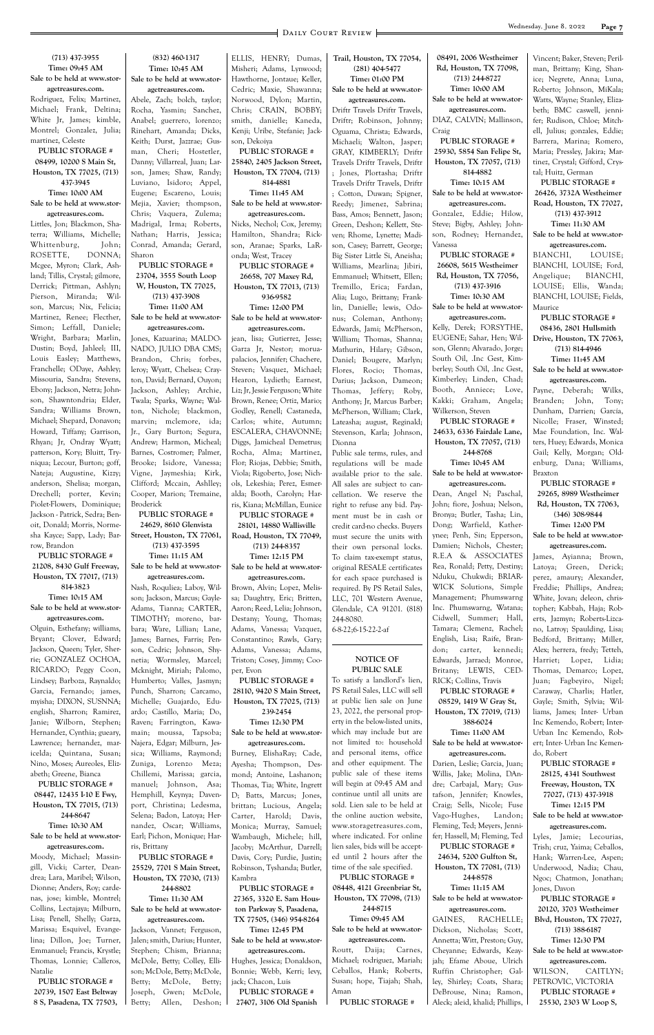(713) 437-3955
**Time: 09:45 AM**
**Sale to be held at www.storagetreasures.com.**
Rodriguez, Felix; Martinez, Michael; Frank, Deltina; White Jr, James; kimble, Montrel; Gonzalez, Julia; martinez, Celeste

**PUBLIC STORAGE # 08499, 10200 S Main St, Houston, TX 77025, (713) 437-3945**
**Time: 10:00 AM**
**Sale to be held at www.storagetreasures.com.**
Littles, Jon; Blackmon, Shaterra; Williams, Michelle; Whittenburg, John; ROSETTE, DONNA; Mcgee, Myron; Clark, Ashland; Tillis, Crystal; gilmore, Derrick; Pittman, Ashlyn; Pierson, Miranda; Wilson, Marcus; Nix, Felicia; Martinez, Renee; Flecther, Simon; Leffall, Daniele; Wright, Barbara; Marlin, Dustin; Boyd, Jahleel; III, Louis Easley; Matthews, Franchelle; ODaye, Ashley; Missouria, Sandra; Stevens, Ebony; Jackson, Netra; Johnson, Shawntondria; Elder, Sandra; Williams Brown, Michael; Shepard, Donavon; Howard, Tiffany; Garrison, Rhyan; Jr, Ondray Wyatt; patterson, Kory; Bluitt, Tryniqua; Lecour, Burton; goff, Nateja; Augustine, Kizzy; anderson, Shelisa; morgan, Drechell; porter, Kevin; Piolet-Flowers, Dominique; Jackson - Patrick, Sedra; Benoit, Donald; Morris, Normesha Kayce; Sapp, Lady; Barrow, Brandon

**PUBLIC STORAGE # 21208, 8430 Gulf Freeway, Houston, TX 77017, (713) 814-3823**
**Time: 10:15 AM**
**Sale to be held at www.storagetreasures.com.**
Olguin, Esthefany; williams, Bryant; Clover, Edward; Jackson, Queen; Tyler, Sherrie; GONZALEZ OCHOA, RICARDO; Peggy Coon, Lindsey; Barboza, Raynaldo; Garcia, Fernando; james, myisha; DIXON, SUSNNA; english, Sharron; Ramirez, Janie; Wilborn, Stephen; Hernandez, Cynthia; gueary, Lawrence; hernandez, maricelda; Quintana, Susan; Nino, Moses; Aureoles, Elizabeth; Greene, Bianca

**PUBLIC STORAGE # 08447, 12435 I-10 E Fwy, Houston, TX 77015, (713) 244-8647**
**Time: 10:30 AM**
**Sale to be held at www.storagetreasures.com.**
Moody, Michael; Massingill, Vicki; Carter, Deandrea; Lara, Maribel; Wilson, Dionne; Anders, Roy; cardenas, jose; kimble, Montrel; Collins, Lectajaya; Milburn, Lisa; Penell, Shelly; Garza, Marissa; Esquivel, Evangelina; Dillon, Joe; Turner, Emmanuel; Francis, Krystle; Thomas, Lonnie; Calleros, Natalie

**PUBLIC STORAGE # 20739, 1507 East Beltway 8 S, Pasadena, TX 77503, (832) 460-1317**
**Time: 10:45 AM**
**Sale to be held at www.storagetreasures.com.**
Abele, Zach; bolch, taylor; Rocha, Yasmin; Sanchez, Anabel; guerrero, lorenzo; Rinehart, Amanda; Dicks, Keith; Durst, Jazzrae; Gusman, Cheri; Hostetler, Danny; Villarreal, Juan; Larson, James; Shaw, Randy; Luviano, Isidoro; Appel, Eugene; Escareno, Louis; Mejia, Xavier; thompson, Chris; Vaquera, Zulema; Madrigal, Irma; Roberts, Nathan; Harris, Jessica; Conrad, Amanda; Gerard, Sharon

**PUBLIC STORAGE # 23704, 3555 South Loop W, Houston, TX 77025, (713) 437-3908**
**Time: 11:00 AM**
**Sale to be held at www.storagetreasures.com.**
Jones, Kazuarina; MALDONADO, JULIO DBA CMS; Brandon, Chris; forbes, leroy; Wyatt, Chelsea; Crayton, David; Bernard, Ouyon; Jackson, Ashley; Archie, Twala; Sparks, Wayne; Walton, Nichole; blackmon, marvin; mclemore, ida; Jr., Gary Burton; Segura, Andrew; Harmon, Micheal; Barnes, Costromer; Palmer, Brooke; Isidore, Vanessa; Vigne, Jaymeshia; Kirk, Clifford; Mccain, Ashlley; Cooper, Marion; Tremaine, Broderick

**PUBLIC STORAGE # 24629, 8610 Glenvista Street, Houston, TX 77061, (713) 437-3595**
**Time: 11:15 AM**
**Sale to be held at www.storagetreasures.com.**
Nash, Roquliea; Laboy, Wilson; Jackson, Marcus; Gayle-Adams, Tianna; CARTER, TIMOTHY; moreno, barbara; Ware, Lillian; Lane, James; Barnes, Farris; Penson, Cedric; Johnson, Shynetia; Wormsley, Marcel; Mcknight, Miriah; Palomo, Humberto; Valles, Jasmyn; Punch, Sharron; Carcamo, Michelle; Guajardo, Eduardo; Castillo, Maria; Do, Raven; Farrington, Kawamain; moussa, Tapsoba; Najera, Edgar; Milburn, Jessica; Williams, Raymond; Zuniga, Lorenzo Meza; Chillemi, Marissa; garcia, manuel; Johnson, Asa; Hemphill, Keynya; Davenport, Christina; Ledesma, Selena; Badon, Latoya; Hernandez, Oscar; Williams, Earl; Pichon, Monique; Harris, Brittany

**PUBLIC STORAGE # 25529, 7701 S Main Street, Houston, TX 77030, (713) 244-8802**
**Time: 11:30 AM**
**Sale to be held at www.storagetreasures.com.**
Jackson, Vannet; Ferguson, Jalen; smith, Darius; Hunter, Stephen; Chism, Brianna; McDole, Betty; Colley, Ellison; McDole, Betty; McDole, Betty; McDole, Betty; Joseph, Gwen; McDole, Betty; Allen, Deshon; ELLIS, HENRY; Dumas, Misheri; Adams, Lynwood; Hawthorne, Jontaue; Keller, Cedric; Maxie, Shawanna; Norwood, Dylon; Martin, Chris; CRAIN, BOBBY; smith, danielle; Kaneda, Kenji; Uribe, Stefanie; Jackson, Dekoiya

**PUBLIC STORAGE # 25840, 2405 Jackson Street, Houston, TX 77004, (713) 814-4881**
**Time: 11:45 AM**
**Sale to be held at www.storagetreasures.com.**
Nicks, Nechol; Cox, Jeremy; Hamilton, Shandra; Rickson, Aranae; Sparks, LaRonda; West, Tracey

**PUBLIC STORAGE # 26658, 707 Maxey Rd, Houston, TX 77013, (713) 936-9582**
**Time: 12:00 PM**
**Sale to be held at www.storagetreasures.com.**
jean, lisa; Gutierrez, Jesse; Garza Jr, Nestor; moruapalacios, Jennifer; Chachere, Steven; Vasquez, Michael; Hearon, Lydieth; Earnest, Liz; Jr, Jessie Ferguson; White Brown, Renee; Ortiz, Mario; Godley, Renell; Castaneda, Carlos; white, Autumn; ESCALERA, CHAVONNE; Diggs, Jamicheal Demetrus; Rocha, Alma; Martinez, Flor; Riojas, Debbie; Smith, Viola; Rigoberto, Jose; Nichols, Lekeshia; Perez, Esmeralda; Booth, Carolyn; Harris, Kiana; McMillan, Eunice

**PUBLIC STORAGE # 28101, 14880 Wallisville Road, Houston, TX 77049, (713) 244-8357**
**Time: 12:15 PM**
**Sale to be held at www.storagetreasures.com.**
Brown, Alvin; Lopez, Melissa; Daughtry, Eric; Britten, Aaron; Reed, Lelia; Johnson, Destany; Young, Thomas; Adams, Vanessa; Vazquez, Constantino; Rawls, Gary; Adams, Vanessa; Adams, Triston; Cosey, Jimmy; Cooper, Evon

**PUBLIC STORAGE # 28110, 9420 S Main Street, Houston, TX 77025, (713) 239-2454**
**Time: 12:30 PM**
**Sale to be held at www.storagetreasures.com.**
Burney, ElishaRay; Cade, Ayesha; Thompson, Desmond; Antoine, Lashanon; Thomas, Tia; White, Ingrett D; Batts, Marcus; Jones, brittan; Lucious, Angela; Carter, Harold; Davis, Monica; Murray, Samuel; Wambaugh, Michele; hill, Jacoby; McArthur, Darrell; Davis, Cory; Purdie, Justin; Robinson, Tyshanda; Butler, Kambra

**PUBLIC STORAGE # 27365, 3320 E. Sam Houston Parkway S, Pasadena, TX 77505, (346) 954-8264**
**Time: 12:45 PM**
**Sale to be held at www.storagetreasures.com.**
Hughes, Jessica; Donaldson, Bonnie; Webb, Kerri; levy, jack; Chacon, Luis

**PUBLIC STORAGE # 27407, 3106 Old Spanish Trail, Houston, TX 77054, (281) 404-5477**
**Time: 01:00 PM**
**Sale to be held at www.storagetreasures.com.**
Driftr Travels Driftr Travels, Driftr; Robinson, Johnny; Oguama, Christa; Edwards, Michaeli; Walton, Jasper; GRAY, KIMBERLY; Driftr Travels Driftr Travels, Driftr ; Jones, Plortasha; Driftr Travels Driftr Travels, Driftr ; Cotton, Duwan; Spigner, Reedy; Jimenez, Sabrina; Bass, Amos; Bennett, Jason; Green, Deshon; Kellett, Steven; Rhome, Lynette; Madison, Casey; Barrett, George; Big Sister Little Si, Aneisha; Williams, Mearlina; Jibiri, Emmanuel; Whitsett, Ellen; Tremillo, Erica; Fardan, Alia; Lugo, Brittany; Franklin, Danielle; lewis, Odonus; Coleman, Anthony; Edwards, Jami; McPherson, William; Thomas, Shanna; Mathurin, Hilary; Gibson, Daniel; Bougere, Marlyn; Flores, Rocio; Thomas, Darius; Jackson, Dameon; Thomas, Jeffery; Roby, Anthony; Jr, Marcus Barber; McPherson, William; Clark, Lateasha; august, Reginald; Stevenson, Karla; Johnson, Dionna

Public sale terms, rules, and regulations will be made available prior to the sale. All sales are subject to cancellation. We reserve the right to refuse any bid. Payment must be in cash or credit card-no checks. Buyers must secure the units with their own personal locks. To claim tax-exempt status, original RESALE certificates for each space purchased is required. By PS Retail Sales, LLC, 701 Western Avenue, Glendale, CA 91201. (818) 244-8080.
6-8-22;6-15-22-2-af

---

### NOTICE OF PUBLIC SALE

To satisfy a landlord's lien, PS Retail Sales, LLC will sell at public lien sale on June 23, 2022, the personal property in the below-listed units, which may include but are not limited to: household and personal items, office and other equipment. The public sale of these items will begin at 09:45 AM and continue until all units are sold. Lien sale to be held at the online auction website, www.storagetreasures.com, where indicated. For online lien sales, bids will be accepted until 2 hours after the time of the sale specified.

**PUBLIC STORAGE # 08448, 4121 Greenbriar St, Houston, TX 77098, (713) 244-8715**
**Time: 09:45 AM**
**Sale to be held at www.storagetreasures.com.**
Routt, Daija; Carnes, Michael; rodriguez, Mariah; Ceballos, Hank; Roberts, Susan; hope, Tiajah; Shah, Aman

**PUBLIC STORAGE # 08491, 2006 Westheimer Rd, Houston, TX 77098, (713) 244-8727**
**Time: 10:00 AM**
**Sale to be held at www.storagetreasures.com.**
DIAZ, CALVIN; Mallinson, Craig

**PUBLIC STORAGE # 25930, 5854 San Felipe St, Houston, TX 77057, (713) 814-4882**
**Time: 10:15 AM**
**Sale to be held at www.storagetreasures.com.**
Gonzalez, Eddie; Hilow, Steve; Bigby, Ashley; Johnson, Rodney; Hernandez, Vanessa

**PUBLIC STORAGE # 26608, 5615 Westheimer Rd, Houston, TX 77056, (713) 437-3916**
**Time: 10:30 AM**
**Sale to be held at www.storagetreasures.com.**
Kelly, Derek; FORSYTHE, EUGENE; Sahar, Hen; Wilson, Glenn; Alvarado, Jorge; South Oil, .Inc Gest, Kimberley; South Oil, .Inc Gest, Kimberley; Linden, Chad; Booth, Anniece; Love, Kakki; Graham, Angela; Wilkerson, Steven

**PUBLIC STORAGE # 24633, 6336 Fairdale Lane, Houston, TX 77057, (713) 244-8768**
**Time: 10:45 AM**
**Sale to be held at www.storagetreasures.com.**
Dean, Angel N; Paschal, John; fiore, Joshua; Nelson, Bronya; Butler, Tasha; Lin, Dong; Warfield, Katherynee; Penh, Sin; Epperson, Damien; Nichols, Chester; R.E.A & ASSOCIATES Rea, Ronald; Petty, Destiny; Nduku, Chukwdi; BRIARWICK Solutions, Simple Management; Phumswarng Inc. Phumswarng, Watana; Cidwell, Summer; Hall, Tamara; Clemenz, Rachel; English, Lisa; Raife, Brandon; carter, kennedi; Edwards, Jarraed; Monroe, Britany; LEWIS, CEDRICK; Collins, Travis

**PUBLIC STORAGE # 08529, 1419 W Gray St, Houston, TX 77019, (713) 388-6024**
**Time: 11:00 AM**
**Sale to be held at www.storagetreasures.com.**
Darien, Leslie; Garcia, Juan; Willis, Jake; Molina, DAndre; Carbajal, Mary; Gustafson, Jennifer; Knowles, Craig; Sells, Nicole; Fuse Vago-Hughes, Landon; Fleming, Ted; Meyers, Jennifer; Hassell, M; Fleming, Ted

**PUBLIC STORAGE # 24634, 5200 Gulfton St, Houston, TX 77081, (713) 244-8578**
**Time: 11:15 AM**
**Sale to be held at www.storagetreasures.com.**
GAINES, RACHELLE; Dickson, Nicholas; Scott, Annetta; Witt, Preston; Guy, Cheyanne; Edwards, Keayjah; Efame Aboue, Ulrich Ruffin Christopher; Galley, Shirley; Coats, Shara; DeBrouse, Nina; Ramon, Aleck; aleid, khalid; Phillips, Vincent; Baker, Steven; Periman, Brittany; King, Shanice; Negrete, Anna; Luna, Roberto; Johnson, MiKala; Watts, Wayne; Stanley, Elizabeth; BMC caswell, jennifer; Rudison, Chloe; Mitchell, Julius; gonzales, Eddie; Barrera, Marina; Romero, Maria; Pressley, Jakira; Martinez, Crystal; Gifford, Crystal; Huitz, German

**PUBLIC STORAGE # 26426, 3732A Westheimer Road, Houston, TX 77027, (713) 437-3912**
**Time: 11:30 AM**
**Sale to be held at www.storagetreasures.com.**
BIANCHI, LOUISE; BIANCHI, LOUISE; Ford, Angelique; BIANCHI, LOUISE; Ellis, Wanda; BIANCHI, LOUISE; Fields, Maurice

**PUBLIC STORAGE # 08436, 2801 Hullsmith Drive, Houston, TX 77063, (713) 814-4946**
**Time: 11:45 AM**
**Sale to be held at www.storagetreasures.com.**
Payne, Deberah; Wilks, Branden; John, Tony; Dunham, Darrien; Garcia, Nicolle; Fraser, Winsted; Mae Foundation, Inc. Walters, Huey; Edwards, Monica Gail; Kelly, Morgan; Oldenburg, Dana; Williams, Braxton

**PUBLIC STORAGE # 29265, 8989 Westheimer Rd, Houston, TX 77063, (346) 308-9844**
**Time: 12:00 PM**
**Sale to be held at www.storagetreasures.com.**
James, Ayianna; Brown, Latoya; Green, Derick; perez, amaury; Alexander, Freddie; Phillips, Andrea; White, Jovan; deleon, christopher; Kabbah, Haja; Roberts, Jazmyn; Roberts-Lizcano, Latroy; Spaulding, Lisa; Bedford, Brittany; Miller, Alex; herrera, fredy; Tetteh, Harriet; Lopez, Lidia; Thomas, Demarco; Lopez, Juan; Fagbeyiro, Nigel; Caraway, Charlis; Hatler, Gayle; Smith, Sylvia; Williams, James; Inter- Urban Inc Kemendo, Robert; Inter-Urban Inc Kemendo, Robert; Inter- Urban Inc Kemendo, Robert

**PUBLIC STORAGE # 28125, 4341 Southwest Freeway, Houston, TX 77027, (713) 437-3918**
**Time: 12:15 PM**
**Sale to be held at www.storagetreasures.com.**
Lyles, Jamie; Lecourias, Trish; cruz, Yaima; Ceballos, Hank; Warren-Lee, Aspen; Underwood, Nadia; Chau, Ngoc; Chatmon, Jonathan; Jones, Davon

**PUBLIC STORAGE # 20120, 3703 Westheimer Blvd, Houston, TX 77027, (713) 388-6187**
**Time: 12:30 PM**
**Sale to be held at www.storagetreasures.com.**
WILSON, CAITLYN; PETROVIC, VICTORIA

**PUBLIC STORAGE # 25530, 2303 W Loop S,**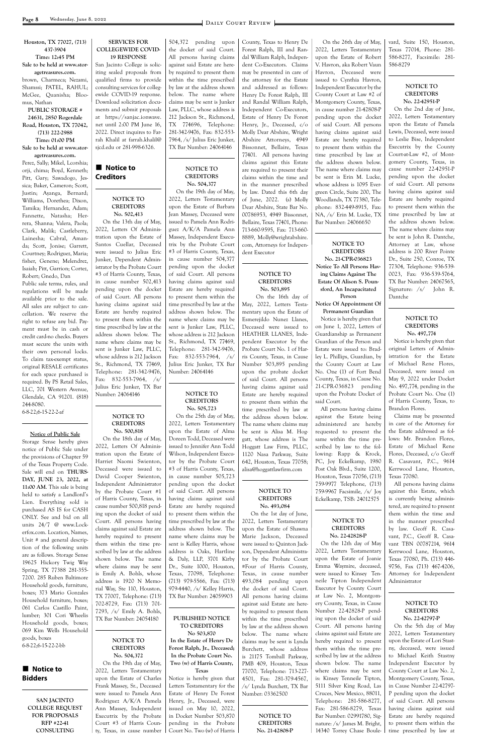Houston, TX 77027, (713) 437-3904

**Time: 12:45 PM**

**Sale to be held at www.storagetreasures.com.**

brown, Charmeca; Nezami, Shamssi; PATEL, RAHUL; McGee, Quanisha; Bloomus, Nathan

**PUBLIC STORAGE # 24631, 2850 Rogerdale Road, Houston, TX 77042, (713) 222-2988**

**Time: 01:00 PM**

**Sale to be held at www.storagetreasures.com.**

Perez, Sally; Mikel, Lcorshia; orji, chima; Boyd, Kenneth; Pitt, Gary; Sawadogo, Jessica; Baker, Cameron; Scott, Justin; Ayanga, Bernard; Williams, Dorethea; Dixon, Tamika; Hernandez, Adam; Fannette, Natasha; Herrera, Shanna; Valera, Paola; Clark, Malik; Castleberry, Lainesha; Cabral, Amanda; Scott, Jonise; Garrett, Courtney; Rodriguez, Maria; fisher, Genene; Melendrez, Isaiah; Pitt, Garrion; Cortez, Robert; Gnedo, Dan

Public sale terms, rules, and regulations will be made available prior to the sale. All sales are subject to cancellation. We reserve the right to refuse any bid. Payment must be in cash or credit card-no checks. Buyers must secure the units with their own personal locks. To claim tax-exempt status, original RESALE certificates for each space purchased is required. By PS Retail Sales, LLC, 701 Western Avenue, Glendale, CA 91201. (818) 244-8080.

6-8-22;6-15-22-af

**Notice of Public Sale**

Storage Sense hereby gives notice of Public Sale under the provisions of Chapter 59 of the Texas Property Code. Sale will end on **THURSDAY, JUNE 23, 2022, at 11:00 AM**. This sale is being held to satisfy a Landlord's Lien. Everything sold is purchased AS IS for CASH ONLY. See and bid on all units 24/7 @ www.Lockerfox.com. Location, Names, Unit # and general description of the following units are as follows. Storage Sense 19625 Hickory Twig Way Spring, TX 77388 281-355-7200. 285 Ruben Baltimore Household goods, furniture, boxes; 373 Mario Gonzales Household furniture, boxes; 061 Carlos Castillo Paint, lumber; 301 Cori Wheelis Household goods, boxes; 069 Kim Wells Household goods, boxes

6-8-22;6-15-22-2-bb

## Notice to Bidders

**SAN JACINTO COLLEGE REQUEST FOR PROPOSALS RFP #22-41 CONSULTING SERVICES FOR COLLEGEWIDE COVID-19 RESPONSE**

San Jacinto College is soliciting sealed proposals from qualified firms to provide consulting services for collegewide COVID-19 response. Download solicitation documents and submit proposals at https://sanjac.ionwave.net until 2:00 PM June 16, 2022. Direct inquires to Farrah Khalil at farrah.khalil@sjcd.edu or 281-998-6326.

## Notice to Creditors

**NOTICE TO CREDITORS No. 502,413**

On the 13th day of May, 2022, Letters Of Administration upon the Estate of Santos Cuellar, Deceased were issued to Julius Eric Junker, Dependent Administrator by the Probate Court #3 of Harris County, Texas, in cause number 502,413 pending upon the docket of said Court. All persons having claims against said Estate are hereby required to present them within the time prescribed by law at the address shown below. The name where claims may be sent is Junker Law, PLLC, whose address is 212 Jackson St., Richmond, TX 77469, Telephone: 281-342-9476, Fax: 832-553-7964, /s/ Julius Eric Junker, TX Bar Number: 24064146

**NOTICE TO CREDITORS No. 500,818**

On the 18th day of May, 2022, Letters Of Administration upon the Estate of Harriet Naomi Swienton, Deceased were issued to David Cooper Swienton, Independent Administrator by the Probate Court #1 of Harris County, Texas, in cause number 500,818 pending upon the docket of said Court. All persons having claims against said Estate are hereby required to present them within the time prescribed by law at the address shown below. The name where claims may be sent is Emily A. Bohls, whose address is 1920 N Memorial Way, Ste 110, Houston, TX 77007, Telephone: (713) 702-8729, Fax: (713) 701-7293, /s/ Emily A. Bohls, TX Bar Number: 24054180

**NOTICE TO CREDITORS No. 504,372**

On the 19th day of May, 2022, Letters Testamentary upon the Estate of Charles Frank Massey, Sr., Deceased were issued to Pamela Ann Rodriguez A/K/A Pamela Ann Massey, Independent Executrix by the Probate Court #3 of Harris County, Texas, in cause number 504,372 pending upon the docket of said Court. All persons having claims against said Estate are hereby required to present them within the time prescribed by law at the address shown below. The name where claims may be sent is Junker Law, PLLC, whose address is 212 Jackson St., Richmond, TX 774696, Telephone: 281-342-9476, Fax: 832-553-7964, /s/ Julius Eric Junker, TX Bar Number: 24064146

**NOTICE TO CREDITORS No. 504,377**

On the 19th day of May, 2022, Letters Testamentary upon the Estate of Barbara Jean Massey, Deceased were issued to Pamela Ann Rodriguez A/K/A Pamela Ann Massey, Independent Executrix by the Probate Court #3 of Harris County, Texas, in cause number 504,377 pending upon the docket of said Court. All persons having claims against said Estate are hereby required to present them within the time prescribed by law at the address shown below. The name where claims may be sent is Junker Law, PLLC, whose address is 212 Jackson St., Richmond, TX 77469, Telephone: 281-342-9476, Fax: 832-553-7964, /s/ Julius Eric Junker, TX Bar Number: 24064146

**NOTICE TO CREDITORS No. 505,723**

On the 25th day of May, 2022, Letters Testamentary upon the Estate of Alma Doreen Todd, Deceased were issued to Jennifer Ann Todd Wilson, Independent Executor by the Probate Court #3 of Harris County, Texas, in cause number 505,723 pending upon the docket of said Court. All persons having claims against said Estate are hereby required to present them within the time prescribed by law at the address shown below. The name where claims may be sent is Kelley Harris, whose address is Oaks, Hartline & Daly, LLP, 3701 Kirby Dr., Suite 1000, Houston, Texas, 77098, Telephone: (713) 979-5566, Fax: (713) 979-4440, /s/ Kelley Harris, TX Bar Number: 24059903

**PUBLISHED NOTICE TO CREDITORS No 503,870 In the Estate of Henry De Forest Ralph, Jr., Deceased; In the Probate Court No. Two (w) of Harris County, Texas**

Notice is hereby given that Letters Testamentary for the Estate of Henry De Forest Henry, Jr., Deceased, were issued on May 10, 2022, in Docket Number 503,870 pending in the Probate Court No. Two (w) of Harris County, Texas to Henry De Forest Ralph, III and Randal William Ralph, Independent Co-Executors. Claims may be presented in care of the attorney for the Estate and addressed as follows: Henry De Forest Ralph, III and Randal William Ralph, Independent Co-Executors, Estate of Henry De Forest Henry, Jr., Deceased, c/o Molly Dear Abshire, Wright Abshire Attorneys, 4949 Bissonnet, Bellaire, Texas 77401. All persons having claims against this Estate are required to present their claims within the time and in the manner prescribed by law. Dated this 6th day of June, 2022. (s) Molly Dear Abshire, State Bar No. 00786953, 4949 Bissonnet, Bellaire, Texas 77401, Phone: 713-660-9595, Fax: 713-660-8889, Molly@wrightabshire.com, Attorneys for Independent Executor

**NOTICE TO CREDITORS No. 503,895**

On the 16th day of May, 2022, Letters Testamentary upon the Estate of Esmerejildo Nunez Llanes, Deceased were issued to HEATHER LLANES, Independent Executor by the Probate Court No. 1 of Harris County, Texas, in Cause Number 503,895 pending upon the probate docket of said Court. All persons having claims against said Estate are hereby required to present them within the time prescribed by law at the address shown below. The name where claims may be sent is Alisa M. Hoggatt, whose address is The Hoggatt Law Firm, PLLC, 1120 Nasa Parkway, Suite 642, Houston, Texas 77058; alisa@hoggattlawfirm.com

**NOTICE TO CREDITORS No. 493,084**

On the 1st day of June, 2022, Letters Testamentary upon the Estate of Shawna Marie Jackson, Deceased were issued to Quinton Jackson, Dependent Administrator by the Probate Court #Four of Harris County, Texas, in cause number 493,084 pending upon the docket of said Court. All persons having claims against said Estate are hereby required to present them within the time prescribed by law at the address shown below. The name where claims may be sent is Lynda Burchett, whose address is 21175 Tomball Parkway, PMB 409, Houston, Texas 77070, Telephone: 713-227-4501, Fax: 281-379-4567, /s/ Lynda Burchett, TX Bar Number: 03362500

**NOTICE TO CREDITORS No. 21-42808-P**

On the 26th day of May, 2022, Letters Testamentary upon the Estate of Robert V. Havron, aka Robert Vaun Havron, Deceased were issued to Cynthia Havron, Independent Executor by the County Court at Law #2 of Montgomery County, Texas, in cause number 21-42808-P pending upon the docket of said Court. All persons having claims against said Estate are hereby required to present them within the time prescribed by law at the address shown below. The name where claims may be sent is Erin M. Lucke, whose address is 1095 Evergreen Circle, Suite 200, The Woodlands, TX 77380, Telephone: 832-449-8915, Fax: NA, /s/ Erin M. Lucke, TX Bar Number: 24066650

**NOTICE TO CREDITORS No. 21-CPR-036823 Notice To All Persons Having Claims Against The Estate Of Alison S. Pounsford, An Incapacitated Person Notice Of Appointment Of Permanent Guardian**

Notice is hereby given that on June 1, 2022, Letters of Guardianship as Permanent Guardian of the Person and Estate were issued to: Bradley L. Phillips, Guardian, by the County Court at Law No. One (1) of Fort Bend County, Texas, in Cause No. 21-CPR-036823 pending upon the Probate Docket of said Court.

All persons having claims against the Estate being administered are hereby requested to present the same within the time prescribed by law to the following: Rapp & Krock, PC, Joy Eckelkamp, 1980 Post Oak Blvd., Suite 1200, Houston, Texas 77056, (713) 759-9977 Telephone, (713) 759-9967 Facsimile, /s/ Joy Eckelkamp, TSB: 24012575

**NOTICE TO CREDITORS No. 22-42828-P**

On the 12th day of May 2022, Letters Testamentary upon the Estate of Joanie Emma Waymire, deceased, were issued to Kinsey Tenneile Tipton Independent Executor by County Court at Law No. 2, Montgomery County, Texas, in Cause Number 22-42828-P pending upon the docket of said Court. All persons having claims against said Estate are hereby required to present them within the time prescribed by law at the address shown below. The name where claims may be sent is: Kinsey Tenneile Tipton, 5111 Silver King Road, Las Cruces, New Mexico, 88011, Telephone: 281-586-8277, Fax: 281-586-8279, Texas Bar Number: 02991780, Signature: /s/ James M. Bright, 14340 Torrey Chase Boulevard, Suite 150, Houston, Texas 77014, Phone: 281-586-8277, Facsimile: 281-586-8279

**NOTICE TO CREDITORS No. 22-42951-P**

On the 2nd day of June, 2022, Letters Testamentary upon the Estate of Pamela Lewis, Deceased, were issued to Leslie Bise, Independent Executrix by the County Court-at-Law #2, of Montgomery County, Texas, in cause number 22-42951-P pending upon the docket of said Court. All persons having claims against said Estate are hereby required to present them within the time prescribed by law at the address shown below. The name where claims may be sent is John R. Dantche, Attorney at Law, whose address is 200 River Pointe Dr., Suite 250, Conroe, TX 77304, Telephone: 936-539-0023, Fax: 936-539-5764, TX Bar Number: 24067565, Signature: /s/ John R. Dantche

**NOTICE TO CREDITORS No. 497,774**

Notice is hereby given that original Letters of Administration for the Estate of Michael Rene Flores, Deceased, were issued on May 9, 2022 under Docket No. 497,774, pending in the Probate Court No. One (1) of Harris County, Texas, to Brandon Flores.

Claims may be presented in care of the Attorney for the Estate addressed as follows: Mr. Brandon Flores, Estate of Michael Rene Flores, Deceased, c/o Geoff R. Casavant, P.C., 9614 Kerrwood Lane, Houston, Texas 77080.

All persons having claims against this Estate, which is currently being administered, are required to present them within the time and in the manner prescribed by law. Geoff R. Casavant, P.C., Geoff R. Casavant TBN 00787214, 9614 Kerrwood Lane, Houston, Texas 77080, Ph. (713) 446-9756, Fax (713) 467-4206, Attorney for Independent Administrator

**NOTICE TO CREDITORS No. 22-42797-P**

On the 5th day of May 2022, Letters Testamentary upon the Estate of Lori Stastny, deceased, were issued to Michael Keith Stastny Independent Executor by County Court at Law No. 2, Montgomery County, Texas, in Cause Number 22-42797-P pending upon the docket of said Court. All persons having claims against said Estate are hereby required to present them within the time prescribed by law at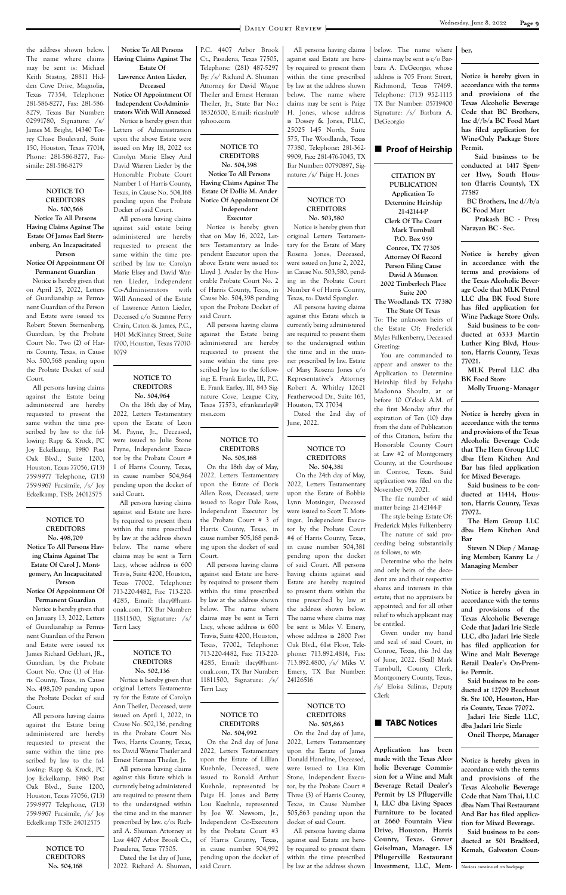the address shown below. The name where claims may be sent is: Michael Keith Stastny, 28811 Hidden Cove Drive, Magnolia, Texas 77354, Telephone: 281-586-8277, Fax: 281-586-8279, Texas Bar Number: 02991780, Signature: /s/ James M. Bright, 14340 Torrey Chase Boulevard, Suite 150, Houston, Texas 77014, Phone: 281-586-8277, Facsimile: 281-586-8279

**NOTICE TO CREDITORS**
**No. 500,568**
**Notice To All Persons Having Claims Against The Estate Of James Earl Sternenberg, An Incapacitated Person**
**Notice Of Appointment Of Permanent Guardian**

Notice is hereby given that on April 25, 2022, Letters of Guardianship as Permanent Guardian of the Person and Estate were issued to: Robert Steven Sternenberg, Guardian, by the Probate Court No. Two (2) of Harris County, Texas, in Cause No. 500,568 pending upon the Probate Docket of said Court.

All persons having claims against the Estate being administered are hereby requested to present the same within the time prescribed by law to the following: Rapp & Krock, PC Joy Eckelkamp, 1980 Post Oak Blvd., Suite 1200, Houston, Texas 77056, (713) 759-9977 Telephone, (713) 759-9967 Facsimile, /s/ Joy Eckelkamp, TSB: 24012575

**NOTICE TO CREDITORS**
**No. 498,709**
**Notice To All Persons Having Claims Against The Estate Of Carol J. Montgomery, An Incapacitated Person**
**Notice Of Appointment Of Permanent Guardian**

Notice is hereby given that on January 13, 2022, Letters of Guardianship as Permanent Guardian of the Person and Estate were issued to: James Richard Gebhart, JR., Guardian, by the Probate Court No. One (1) of Harris County, Texas, in Cause No. 498,709 pending upon the Probate Docket of said Court.

All persons having claims against the Estate being administered are hereby requested to present the same within the time prescribed by law to the following: Rapp & Krock, PC Joy Eckelkamp, 1980 Post Oak Blvd., Suite 1200, Houston, Texas 77056, (713) 759-9977 Telephone, (713) 759-9967 Facsimile, /s/ Joy Eckelkamp TSB: 24012575

**NOTICE TO CREDITORS**
**No. 504,168**
**Notice To All Persons Having Claims Against The Estate Of Lawrence Anton Lieder, Deceased**
**Notice Of Appointment Of Independent Co-Administrators With Will Annexed**

Notice is hereby given that Letters of Administration upon the above Estate were issued on May 18, 2022 to: Carolyn Marie Elsey And David Warren Lieder by the Honorable Probate Court Number 1 of Harris County, Texas, in Cause No. 504,168 pending upon the Probate Docket of said Court.

All persons having claims against said estate being administered are hereby requested to present the same within the time prescribed by law to: Carolyn Marie Elsey and David Warren Lieder, Independent Co-Administrators with Will Annexed of the Estate of Lawrence Anton Lieder, Deceased c/o Suzanne Perry Crain, Caton & James, P.C., 1401 McKinney Street, Suite 1700, Houston, Texas 77010-1079

**NOTICE TO CREDITORS**
**No. 504,964**

On the 18th day of May, 2022, Letters Testamentary upon the Estate of Leon M. Payne, Jr., Deceased, were issued to Julie Stone Payne, Independent Executor by the Probate Court # 1 of Harris County, Texas, in cause number 504,964 pending upon the docket of said Court.

All persons having claims against said Estate are hereby required to present them within the time prescribed by law at the address shown below. The name where claims may be sent is Terri Lacy, whose address is 600 Travis, Suite 4200, Houston, Texas 77002, Telephone: 713-220-4482, Fax: 713-220-4285, Email: tlacy@huntonak.com, TX Bar Number: 11811500, Signature: /s/ Terri Lacy

**NOTICE TO CREDITORS**
**No. 502,136**

Notice is hereby given that original Letters Testamentary for the Estate of Carolyn Ann Theiler, Deceased, were issued on April 1, 2022, in Cause No. 502,136, pending in the Probate Court No: Two, Harris County, Texas, to: David Wayne Theiler and Ernest Herman Theiler, Jr.

All persons having claims against this Estate which is currently being administered are required to present them to the undersigned within the time and in the manner prescribed by law. c/o: Richard A. Shuman Attorney at Law 4407 Arbor Brook Ct., Pasadena, Texas 77505.

Dated the 1st day of June, 2022. Richard A. Shuman, P.C. 4407 Arbor Brook Ct., Pasadena, Texas 77505, Telephone: (281) 487-5297 By: /s/ Richard A. Shuman Attorney for David Wayne Theiler and Ernest Herman Theiler, Jr., State Bar No.: 18326500, E-mail: ricashu@yahoo.com

**NOTICE TO CREDITORS**
**No. 504,398**
**Notice To All Persons Having Claims Against The Estate Of Dollie M. Ander Notice Of Appointment Of Independent Executor**

Notice is hereby given that on May 16, 2022, Letters Testamentary as Independent Executor upon the above Estate were issued to: Lloyd J. Ander by the Honorable Probate Court No. 2 of Harris County, Texas, in Cause No. 504,398 pending upon the Probate Docket of said Court.

All persons having claims against the Estate being administered are hereby requested to present the same within the time prescribed by law to the following: E. Frank Earley, III, P.C. E. Frank Earley, III, 843 Signature Cove, League City, Texas 77573, efrankearley@msn.com

**NOTICE TO CREDITORS**
**No. 505,168**

On the 18th day of May, 2022, Letters Testamentary upon the Estate of Doris Allen Ross, Deceased, were issued to Roger Dale Ross, Independent Executor by the Probate Court # 3 of Harris County, Texas, in cause number 505,168 pending upon the docket of said Court.

All persons having claims against said Estate are hereby required to present them within the time prescribed by law at the address shown below. The name where claims may be sent is Terri Lacy, whose address is 600 Travis, Suite 4200, Houston, Texas, 77002, Telephone: 713-220-4482, Fax: 713-220-4285, Email: tlacy@huntonak.com, TX Bar Number: 11811500, Signature: /s/ Terri Lacy

**NOTICE TO CREDITORS**
**No. 504,992**

On the 2nd day of June 2022, Letters Testamentary upon the Estate of Lillian Kuehnle, Deceased, were issued to Ronald Arthur Kuehnle, represented by Paige H. Jones and Betty Lou Kuehnle, represented by Joe W. Newsom, Jr., Independent Co-Executors by the Probate Court #3 of Harris County, Texas, in cause number 504,992 pending upon the docket of said Court.

All persons having claims against said Estate are hereby required to present them within the time prescribed by law at the address shown below. The name where claims may be sent is Paige H. Jones, whose address is Dossey & Jones, PLLC, 25025 I-45 North, Suite 575, The Woodlands, Texas 77380, Telephone: 281-362-9909, Fax: 281-476-7045, TX Bar Number: 00790897, Signature: /s/ Paige H. Jones

**NOTICE TO CREDITORS**
**No. 503,580**

Notice is hereby given that original Letters Testamentary for the Estate of Mary Rosena Jones, Deceased, were issued on June 2, 2022, in Cause No. 503,580, pending in the Probate Court Number 4 of Harris County, Texas, to: David Spangler.

All persons having claims against this Estate which is currently being administered are required to present them to the undersigned within the time and in the manner prescribed by law. Estate of Mary Rosena Jones c/o Representative's Attorney Robert A. Whitley 12621 Featherwood Dr., Suite 165, Houston, TX 77034

Dated the 2nd day of June, 2022.

**NOTICE TO CREDITORS**
**No. 504,381**

On the 24th day of May, 2022, Letters Testamentary upon the Estate of Bobbie Lynn Motsinger, Deceased were issued to Scott T. Motsinger, Independent Executor by the Probate Court #4 of Harris County, Texas, in cause number 504,381 pending upon the docket of said Court. All persons having claims against said Estate are hereby required to present them within the time prescribed by law at the address shown below. The name where claims may be sent is Miles V. Emery, whose address is 2800 Post Oak Blvd., 61st Floor, Telephone: 713.892.4814, Fax: 713.892.4800, /s/ Miles V. Emery, TX Bar Number: 24126516

**NOTICE TO CREDITORS**
**No. 505,863**

On the 2nd day of June, 2022, Letters Testamentary upon the Estate of James Donald Haneline, Deceased, were issued to Lisa Kim Stone, Independent Executor, by the Probate Court # Three (3) of Harris County, Texas, in Cause Number 505,863 pending upon the docket of said Court.

All persons having claims against said Estate are hereby required to present them within the time prescribed by law at the address shown below. The name where claims may be sent is c/o Barbara A. DeGeorgio, whose address is 705 Front Street, Richmond, Texas 77469. Telephone: (713) 952-1115 TX Bar Number: 05719400 Signature: /s/ Barbara A. DeGeorgio

## Proof of Heirship

**CITATION BY PUBLICATION**
**Application To Determine Heirship**
**21-42144-P**
**Clerk Of The Court**
**Mark Turnbull**
**P.O. Box 959**
**Conroe, TX 77305**
**Attorney Of Record**
**Person Filing Cause**
**David A Munson**
**2002 Timberloch Place**
**Suite 200**
**The Woodlands TX 77380**
**The State Of Texas**

To: The unknown heirs of the Estate Of: Frederick Myles Falkenberry, Deceased Greeting:

You are commanded to appear and answer to the Application to Determine Heirship filed by Felysha Madonna Shoultz, at or before 10 O'clock A.M. of the first Monday after the expiration of Ten (10) days from the date of Publication of this Citation, before the Honorable County Court at Law #2 of Montgomery County, at the Courthouse in Conroe, Texas. Said application was filed on the November 09, 2021.

The file number of said matter being: 21-42144-P

The style being: Estate Of: Frederick Myles Falkenberry

The nature of said proceeding being substantially as follows, to wit:

Determine who the heirs and only heirs of the decedent are and their respective shares and interests in this estate; that no appraisers be appointed; and for all other relief to which applicant may be entitled.

Given under my hand and seal of said Court, in Conroe, Texas, this 3rd day of June, 2022. (Seal) Mark Turnbull, County Clerk, Montgomery County, Texas, /s/ Eloisa Salinas, Deputy Clerk

## TABC Notices

**Application has been made with the Texas Alcoholic Beverage Commission for a Wine and Malt Beverage Retail Dealer's Permit by LS Pflugerville I, LLC dba Living Spaces Furniture to be located at 2660 Fountain View Drive, Houston, Harris County, Texas. Grover Geiselman, Manager. LS Pflugerville Restaurant Investment, LLC, Member.**

**Notice is hereby given in accordance with the terms and provisions of the Texas Alcoholic Beverage Code that BC Brothers, Inc d//b/a BC Food Mart has filed application for Wine-Only Package Store Permit.**

**Said business to be conducted at 1417 Spencer Hwy, South Houston (Harris County), TX 77587**

**BC Brothers, Inc d//b/a BC Food Mart**

**Prakash BC - Pres; Narayan BC - Sec.**

**Notice is hereby given in accordance with the terms and provisions of the Texas Alcoholic Beverage Code that MLK Petrol LLC dba BK Food Store has filed application for Wine Package Store Only.**

**Said business to be conducted at 6333 Martin Luther King Blvd, Houston, Harris County, Texas 77021.**

**MLK Petrol LLC dba BK Food Store**

**Molly Truong - Manager**

**Notice is hereby given in accordance with the terms and provisions of the Texas Alcoholic Beverage Code that The Hem Group LLC dba: Hem Kitchen And Bar has filed application for Mixed Beverage.**

**Said business to be conducted at 11414, Houston, Harris County, Texas 77072.**

**The Hem Group LLC dba: Hem Kitchen And Bar**

**Steven N Diep / Managing Member; Kanny Le / Managing Member**

**Notice is hereby given in accordance with the terms and provisions of the Texas Alcoholic Beverage Code that Jadari Irie Sizzle LLC, dba Jadari Irie Sizzle has filed application for Wine and Malt Beverage Retail Dealer's On-Premise Permit.**

**Said business to be conducted at 12709 Beechnut St. Ste 100, Houston, Harris County, Texas 77072.**

**Jadari Irie Sizzle LLC, dba Jadari Irie Sizzle**

**Oneil Thorpe, Manager**

**Notice is hereby given in accordance with the terms and provisions of the Texas Alcoholic Beverage Code that Nam Thai, LLC dba: Nam Thai Restaurant And Bar has filed application for Mixed Beverage.**

**Said business to be conducted at 501 Bradford, Kemah, Galveston Coun-**

Notices continued on backpage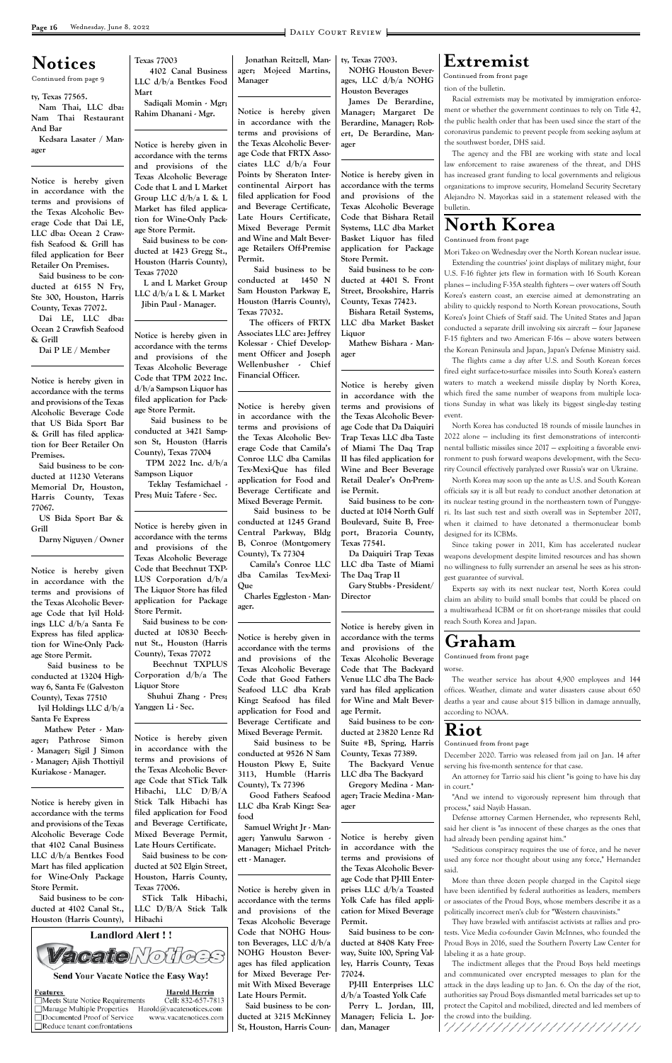# Notices

Continued from page 9

ty, Texas 77565.

Nam Thai, LLC dba: Nam Thai Restaurant And Bar

Kedsara Lasater / Manager

---

**Notice is hereby given in accordance with the terms and provisions of the Texas Alcoholic Beverage Code that Dai LE, LLC dba: Ocean 2 Crawfish Seafood & Grill has filed application for Beer Retailer On Premises.**

Said business to be conducted at 6155 N Fry, Ste 300, Houston, Harris County, Texas 77072.

Dai LE, LLC dba: Ocean 2 Crawfish Seafood & Grill

Dai P LE / Member

---

**Notice is hereby given in accordance with the terms and provisions of the Texas Alcoholic Beverage Code that US Bida Sport Bar & Grill has filed application for Beer Retailer On Premises.**

Said business to be conducted at 11230 Veterans Memorial Dr, Houston, Harris County, Texas 77067.

US Bida Sport Bar & Grill

Darny Niguyen / Owner

---

**Notice is hereby given in accordance with the terms and provisions of the Texas Alcoholic Beverage Code that Iyil Holdings LLC d/b/a Santa Fe Express has filed application for Wine-Only Package Store Permit.**

Said business to be conducted at 13204 Highway 6, Santa Fe (Galveston County), Texas 77510

Iyil Holdings LLC d/b/a Santa Fe Express

Mathew Peter - Manager; Pathrose Simon - Manager; Sigil J Simon - Manager; Ajish Thottiyil Kuriakose - Manager.

---

**Notice is hereby given in accordance with the terms and provisions of the Texas Alcoholic Beverage Code that 4102 Canal Business LLC d/b/a Bentkes Food Mart has filed application for Wine-Only Package Store Permit.**

Said business to be conducted at 4102 Canal St., Houston (Harris County), Texas 77003

4102 Canal Business LLC d/b/a Bentkes Food Mart

Sadiqali Momin - Mgr; Rahim Dhanani - Mgr.

---

**Notice is hereby given in accordance with the terms and provisions of the Texas Alcoholic Beverage Code that L and L Market Group LLC d/b/a L & L Market has filed application for Wine-Only Package Store Permit.**

Said business to be conducted at 1423 Gregg St., Houston (Harris County), Texas 77020

L and L Market Group LLC d/b/a L & L Market

Jibin Paul - Manager.

---

**Notice is hereby given in accordance with the terms and provisions of the Texas Alcoholic Beverage Code that TPM 2022 Inc. d/b/a Sampson Liquor has filed application for Package Store Permit.**

Said business to be conducted at 3421 Sampson St, Houston (Harris County), Texas 77004

TPM 2022 Inc. d/b/a Sampson Liquor

Teklay Tesfamichael - Pres; Muiz Tafere - Sec.

---

**Notice is hereby given in accordance with the terms and provisions of the Texas Alcoholic Beverage Code that Beechnut TXPLUS Corporation d/b/a The Liquor Store has filed application for Package Store Permit.**

Said business to be conducted at 10830 Beechnut St., Houston (Harris County), Texas 77072

Beechnut TXPLUS Corporation d/b/a The Liquor Store

Shuhui Zhang - Pres; Yanggen Li - Sec.

---

**Notice is hereby given in accordance with the terms and provisions of the Texas Alcoholic Beverage Code that STick Talk Hibachi, LLC D/B/A Stick Talk Hibachi has filed application for Food and Beverage Certificate, Mixed Beverage Permit, Late Hours Certificate.**

Said business to be conducted at 502 Elgin Street, Houston, Harris County, Texas 77006.

STick Talk Hibachi, LLC D/B/A Stick Talk Hibachi

Jonathan Reitzell, Manager; Mojeed Martins, Manager

---

**Notice is hereby given in accordance with the terms and provisions of the Texas Alcoholic Beverage Code that FRTX Associates LLC d/b/a Four Points by Sheraton Intercontinental Airport has filed application for Food and Beverage Certificate, Late Hours Certificate, Mixed Beverage Permit and Wine and Malt Beverage Retailers Off-Premise Permit.**

Said business to be conducted at 1450 N Sam Houston Parkway E, Houston (Harris County), Texas 77032.

The officers of FRTX Associates LLC are: Jeffrey Kolessar - Chief Development Officer and Joseph Wellenbusher - Chief Financial Officer.

---

**Notice is hereby given in accordance with the terms and provisions of the Texas Alcoholic Beverage Code that Camila's Conroe LLC dba Camilas Tex-Mexi-Que has filed application for Food and Beverage Certificate and Mixed Beverage Permit.**

Said business to be conducted at 1245 Grand Central Parkway, Bldg B, Conroe (Montgomery County), Tx 77304

Camila's Conroe LLC dba Camilas Tex-Mexi-Que

Charles Eggleston - Manager.

---

**Notice is hereby given in accordance with the terms and provisions of the Texas Alcoholic Beverage Code that Good Fathers Seafood LLC dba Krab Kingz Seafood has filed application for Food and Beverage Certificate and Mixed Beverage Permit.**

Said business to be conducted at 9526 N Sam Houston Pkwy E, Suite 3113, Humble (Harris County), Tx 77396

Good Fathers Seafood LLC dba Krab Kingz Seafood

Samuel Wright Jr - Manager; Yanwulu Sarwon - Manager; Michael Pritchett - Manager.

---

**Notice is hereby given in accordance with the terms and provisions of the Texas Alcoholic Beverage Code that NOHG Houston Beverages, LLC d/b/a NOHG Houston Beverages has filed application for Mixed Beverage Permit With Mixed Beverage Late Hours Permit.**

Said business to be conducted at 3215 McKinney St, Houston, Harris County, Texas 77003.

NOHG Houston Beverages, LLC d/b/a NOHG Houston Beverages

James De Berardine, Manager; Margaret De Berardine, Manager; Robert, De Berardine, Manager

---

**Notice is hereby given in accordance with the terms and provisions of the Texas Alcoholic Beverage Code that Bishara Retail Systems, LLC dba Market Basket Liquor has filed application for Package Store Permit.**

Said business to be conducted at 4401 S. Front Street, Brookshire, Harris County, Texas 77423.

Bishara Retail Systems, LLC dba Market Basket Liquor

Mathew Bishara - Manager

---

**Notice is hereby given in accordance with the terms and provisions of the Texas Alcoholic Beverage Code that Da Daiquiri Trap Texas LLC dba Taste of Miami The Daq Trap II has filed application for Wine and Beer Beverage Retail Dealer's On-Premise Permit.**

Said business to be conducted at 1014 North Gulf Boulevard, Suite B, Freeport, Brazoria County, Texas 77541.

Da Daiquiri Trap Texas LLC dba Taste of Miami The Daq Trap II

Gary Stubbs - President/ Director

---

**Notice is hereby given in accordance with the terms and provisions of the Texas Alcoholic Beverage Code that The Backyard Venue LLC dba The Backyard has filed application for Wine and Malt Beverage Permit.**

Said business to be conducted at 23820 Lenze Rd Suite #B, Spring, Harris County, Texas 77389.

The Backyard Venue LLC dba The Backyard

Gregory Medina - Manager; Tracie Medina - Manager

---

**Notice is hereby given in accordance with the terms and provisions of the Texas Alcoholic Beverage Code that PJ-III Enterprises LLC d/b/a Toasted Yolk Cafe has filed application for Mixed Beverage Permit.**

Said business to be conducted at 8408 Katy Freeway, Suite 100, Spring Valley, Harris County, Texas 77024.

PJ-III Enterprises LLC d/b/a Toasted Yolk Cafe

Perry L. Jordan, III, Manager; Felicia L. Jordan, Manager

---

**Landlord Alert ! !**

**VacateNotices**

**Send Your Vacate Notice the Easy Way!**

**Features**
- Meets State Notice Requirements
- Manage Multiple Properties
- Documented Proof of Service
- Reduce tenant confrontations

**Harold Herrin**
Cell: 832-657-7813
Harold@vacatenotices.com
www.vacatenotices.com

# Extremist

Continued from front page

tion of the bulletin.

Racial extremists may be motivated by immigration enforcement or whether the government continues to rely on Title 42, the public health order that has been used since the start of the coronavirus pandemic to prevent people from seeking asylum at the southwest border, DHS said.

The agency and the FBI are working with state and local law enforcement to raise awareness of the threat, and DHS has increased grant funding to local governments and religious organizations to improve security, Homeland Security Secretary Alejandro N. Mayorkas said in a statement released with the bulletin.

# North Korea

Continued from front page

Mori Takeo on Wednesday over the North Korean nuclear issue.

Extending the countries' joint displays of military might, four U.S. F-16 fighter jets flew in formation with 16 South Korean planes — including F-35A stealth fighters — over waters off South Korea's eastern coast, an exercise aimed at demonstrating an ability to quickly respond to North Korean provocations, South Korea's Joint Chiefs of Staff said. The United States and Japan conducted a separate drill involving six aircraft — four Japanese F-15 fighters and two American F-16s — above waters between the Korean Peninsula and Japan, Japan's Defense Ministry said.

The flights came a day after U.S. and South Korean forces fired eight surface-to-surface missiles into South Korea's eastern waters to match a weekend missile display by North Korea, which fired the same number of weapons from multiple locations Sunday in what was likely its biggest single-day testing event.

North Korea has conducted 18 rounds of missile launches in 2022 alone — including its first demonstrations of intercontinental ballistic missiles since 2017 — exploiting a favorable environment to push forward weapons development, with the Security Council effectively paralyzed over Russia's war on Ukraine.

North Korea may soon up the ante as U.S. and South Korean officials say it is all but ready to conduct another detonation at its nuclear testing ground in the northeastern town of Punggye-ri. Its last such test and sixth overall was in September 2017, when it claimed to have detonated a thermonuclear bomb designed for its ICBMs.

Since taking power in 2011, Kim has accelerated nuclear weapons development despite limited resources and has shown no willingness to fully surrender an arsenal he sees as his strongest guarantee of survival.

Experts say with its next nuclear test, North Korea could claim an ability to build small bombs that could be placed on a multiwarhead ICBM or fit on short-range missiles that could reach South Korea and Japan.

# Graham

Continued from front page

worse.

The weather service has about 4,900 employees and 144 offices. Weather, climate and water disasters cause about 650 deaths a year and cause about $15 billion in damage annually, according to NOAA.

# Riot

Continued from front page

December 2020. Tarrio was released from jail on Jan. 14 after serving his five-month sentence for that case.

An attorney for Tarrio said his client "is going to have his day in court."

"And we intend to vigorously represent him through that process," said Nayib Hassan.

Defense attorney Carmen Hernendez, who represents Rehl, said her client is "as innocent of these charges as the ones that had already been pending against him."

"Seditious conspiracy requires the use of force, and he never used any force nor thought about using any force," Hernandez said.

More than three dozen people charged in the Capitol siege have been identified by federal authorities as leaders, members or associates of the Proud Boys, whose members describe it as a politically incorrect men's club for "Western chauvinists."

They have brawled with antifascist activists at rallies and protests. Vice Media co-founder Gavin McInnes, who founded the Proud Boys in 2016, sued the Southern Poverty Law Center for labeling it as a hate group.

The indictment alleges that the Proud Boys held meetings and communicated over encrypted messages to plan for the attack in the days leading up to Jan. 6. On the day of the riot, authorities say Proud Boys dismantled metal barricades set up to protect the Capitol and mobilized, directed and led members of the crowd into the building.